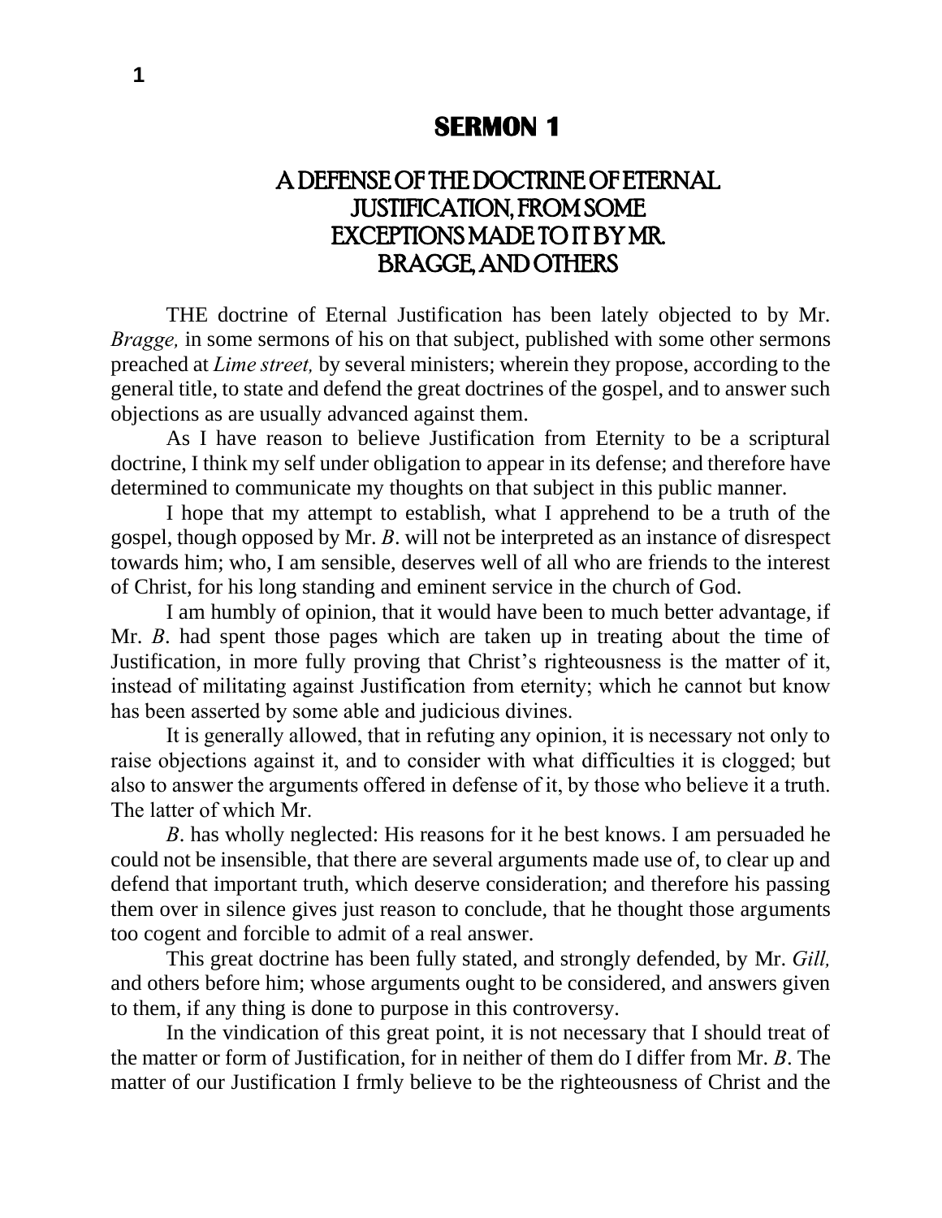# SERMON 1

## A DEFENSE OF THE DOCTRINE OF ETERNAL JUSTIFICATION, FROM SOME EXCEPTIONS MADE TO IT BY MR. BRAGGE, AND OTHERS

THE doctrine of Eternal Justification has been lately objected to by Mr. *Bragge,* in some sermons of his on that subject, published with some other sermons preached at *Lime street,* by several ministers; wherein they propose, according to the general title, to state and defend the great doctrines of the gospel, and to answer such objections as are usually advanced against them.

As I have reason to believe Justification from Eternity to be a scriptural doctrine, I think my self under obligation to appear in its defense; and therefore have determined to communicate my thoughts on that subject in this public manner.

I hope that my attempt to establish, what I apprehend to be a truth of the gospel, though opposed by Mr. *B*. will not be interpreted as an instance of disrespect towards him; who, I am sensible, deserves well of all who are friends to the interest of Christ, for his long standing and eminent service in the church of God.

I am humbly of opinion, that it would have been to much better advantage, if Mr. *B*. had spent those pages which are taken up in treating about the time of Justification, in more fully proving that Christ's righteousness is the matter of it, instead of militating against Justification from eternity; which he cannot but know has been asserted by some able and judicious divines.

It is generally allowed, that in refuting any opinion, it is necessary not only to raise objections against it, and to consider with what difficulties it is clogged; but also to answer the arguments offered in defense of it, by those who believe it a truth. The latter of which Mr. *B*. has wholly neglected: His reasons for it he best knows. I am persuaded he could not be insensible, that there are several arguments made use of, to clear up and defend that important truth, which deserve consideration; and therefore his passing them over in silence gives just reason to conclude, that he thought those arguments too cogent and forcible to admit of a real answer.

This great doctrine has been fully stated, and strongly defended, by Mr. *Gill,* and others before him; whose arguments ought to be considered, and answers given to them, if any thing is done to purpose in this controversy.

In the vindication of this great point, it is not necessary that I should treat of the matter or form of Justification, for in neither of them do I differ from Mr. *B*. The matter of our Justification I frmly believe to be the righteousness of Christ and the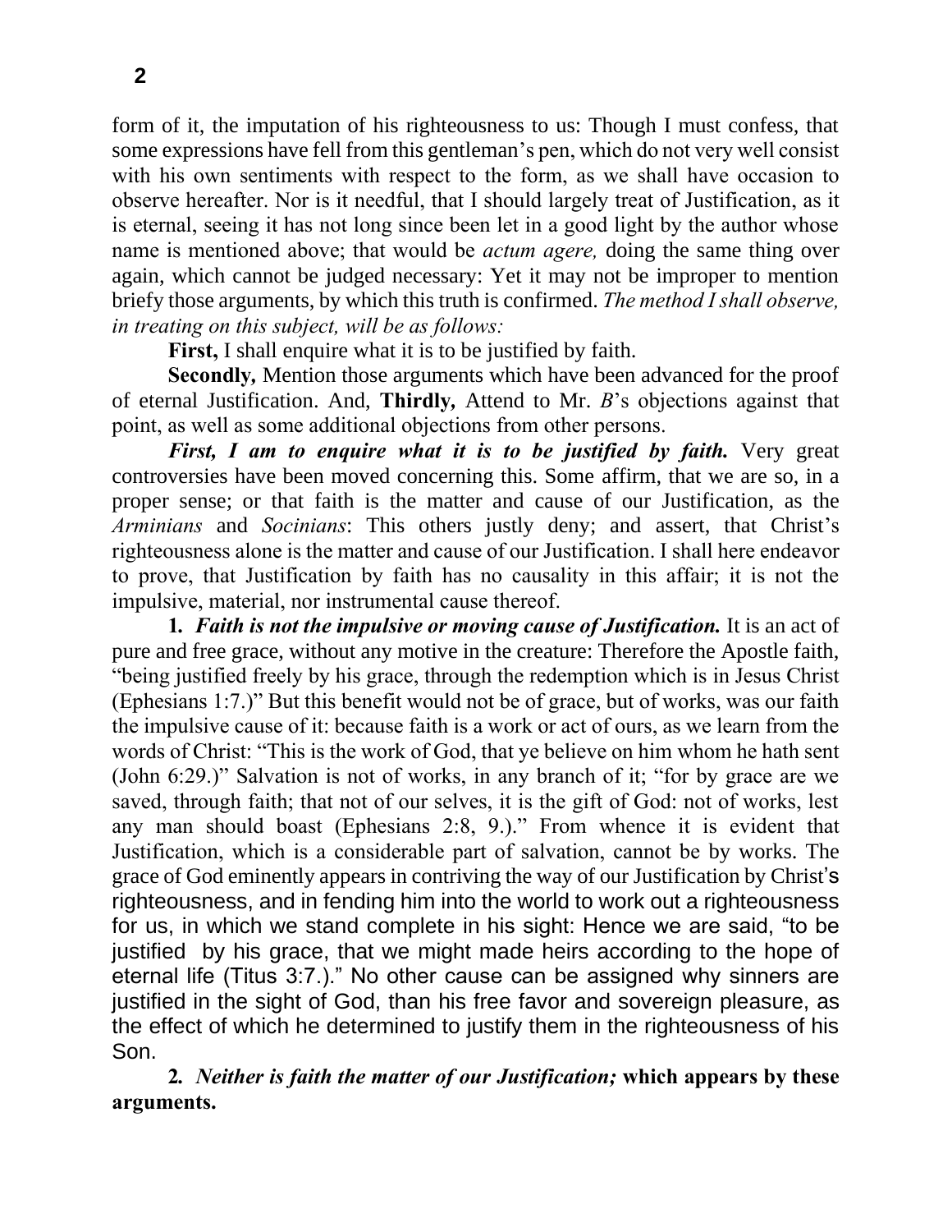form of it, the imputation of his righteousness to us: Though I must confess, that some expressions have fell from this gentleman's pen, which do not very well consist with his own sentiments with respect to the form, as we shall have occasion to observe hereafter. Nor is it needful, that I should largely treat of Justification, as it is eternal, seeing it has not long since been let in a good light by the author whose name is mentioned above; that would be *actum agere,* doing the same thing over again, which cannot be judged necessary: Yet it may not be improper to mention briefy those arguments, by which this truth is confirmed. *The method I shall observe, in treating on this subject, will be as follows:*

**First,** I shall enquire what it is to be justified by faith.

**Secondly,** Mention those arguments which have been advanced for the proof of eternal Justification. And, **Thirdly,** Attend to Mr. *B*'s objections against that point, as well as some additional objections from other persons.

***First, I am to enquire what it is to be justified by faith.*** Very great controversies have been moved concerning this. Some affirm, that we are so, in a proper sense; or that faith is the matter and cause of our Justification, as the *Arminians* and *Socinians*: This others justly deny; and assert, that Christ's righteousness alone is the matter and cause of our Justification. I shall here endeavor to prove, that Justification by faith has no causality in this affair; it is not the impulsive, material, nor instrumental cause thereof.

**1.** ***Faith is not the impulsive or moving cause of Justification.*** It is an act of pure and free grace, without any motive in the creature: Therefore the Apostle faith, "being justified freely by his grace, through the redemption which is in Jesus Christ (Ephesians 1:7.)" But this benefit would not be of grace, but of works, was our faith the impulsive cause of it: because faith is a work or act of ours, as we learn from the words of Christ: "This is the work of God, that ye believe on him whom he hath sent (John 6:29.)" Salvation is not of works, in any branch of it; "for by grace are we saved, through faith; that not of our selves, it is the gift of God: not of works, lest any man should boast (Ephesians 2:8, 9.)." From whence it is evident that Justification, which is a considerable part of salvation, cannot be by works. The grace of God eminently appears in contriving the way of our Justification by Christ's righteousness, and in fending him into the world to work out a righteousness for us, in which we stand complete in his sight: Hence we are said, "to be justified by his grace, that we might made heirs according to the hope of eternal life (Titus 3:7.)." No other cause can be assigned why sinners are justified in the sight of God, than his free favor and sovereign pleasure, as the effect of which he determined to justify them in the righteousness of his Son.

**2.** ***Neither is faith the matter of our Justification;* which appears by these arguments.**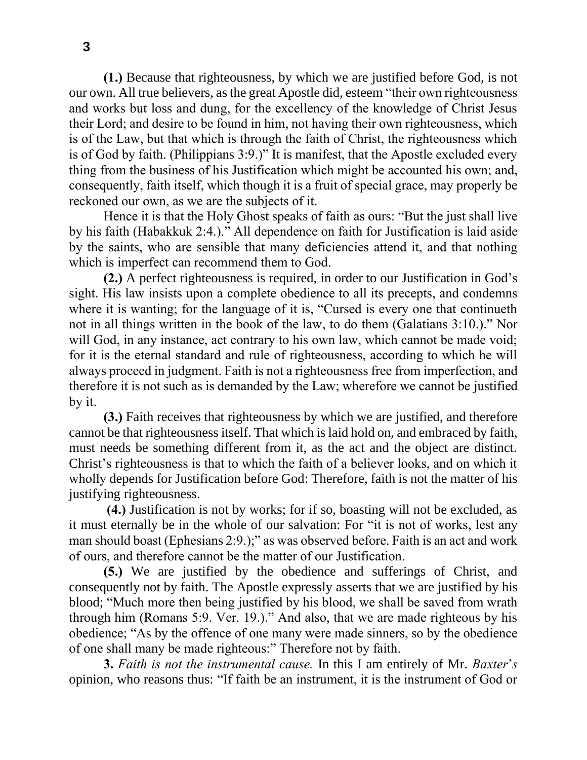**(1.)** Because that righteousness, by which we are justified before God, is not our own. All true believers, as the great Apostle did, esteem "their own righteousness and works but loss and dung, for the excellency of the knowledge of Christ Jesus their Lord; and desire to be found in him, not having their own righteousness, which is of the Law, but that which is through the faith of Christ, the righteousness which is of God by faith. (Philippians 3:9.)" It is manifest, that the Apostle excluded every thing from the business of his Justification which might be accounted his own; and, consequently, faith itself, which though it is a fruit of special grace, may properly be reckoned our own, as we are the subjects of it.

Hence it is that the Holy Ghost speaks of faith as ours: "But the just shall live by his faith (Habakkuk 2:4.)." All dependence on faith for Justification is laid aside by the saints, who are sensible that many deficiencies attend it, and that nothing which is imperfect can recommend them to God.

**(2.)** A perfect righteousness is required, in order to our Justification in God's sight. His law insists upon a complete obedience to all its precepts, and condemns where it is wanting; for the language of it is, "Cursed is every one that continueth not in all things written in the book of the law, to do them (Galatians 3:10.)." Nor will God, in any instance, act contrary to his own law, which cannot be made void; for it is the eternal standard and rule of righteousness, according to which he will always proceed in judgment. Faith is not a righteousness free from imperfection, and therefore it is not such as is demanded by the Law; wherefore we cannot be justified by it.

**(3.)** Faith receives that righteousness by which we are justified, and therefore cannot be that righteousness itself. That which is laid hold on, and embraced by faith, must needs be something different from it, as the act and the object are distinct. Christ's righteousness is that to which the faith of a believer looks, and on which it wholly depends for Justification before God: Therefore, faith is not the matter of his justifying righteousness.

**(4.)** Justification is not by works; for if so, boasting will not be excluded, as it must eternally be in the whole of our salvation: For "it is not of works, lest any man should boast (Ephesians 2:9.);" as was observed before. Faith is an act and work of ours, and therefore cannot be the matter of our Justification.

**(5.)** We are justified by the obedience and sufferings of Christ, and consequently not by faith. The Apostle expressly asserts that we are justified by his blood; "Much more then being justified by his blood, we shall be saved from wrath through him (Romans 5:9. Ver. 19.)." And also, that we are made righteous by his obedience; "As by the offence of one many were made sinners, so by the obedience of one shall many be made righteous:" Therefore not by faith.

**3.** *Faith is not the instrumental cause.* In this I am entirely of Mr. *Baxter's* opinion, who reasons thus: "If faith be an instrument, it is the instrument of God or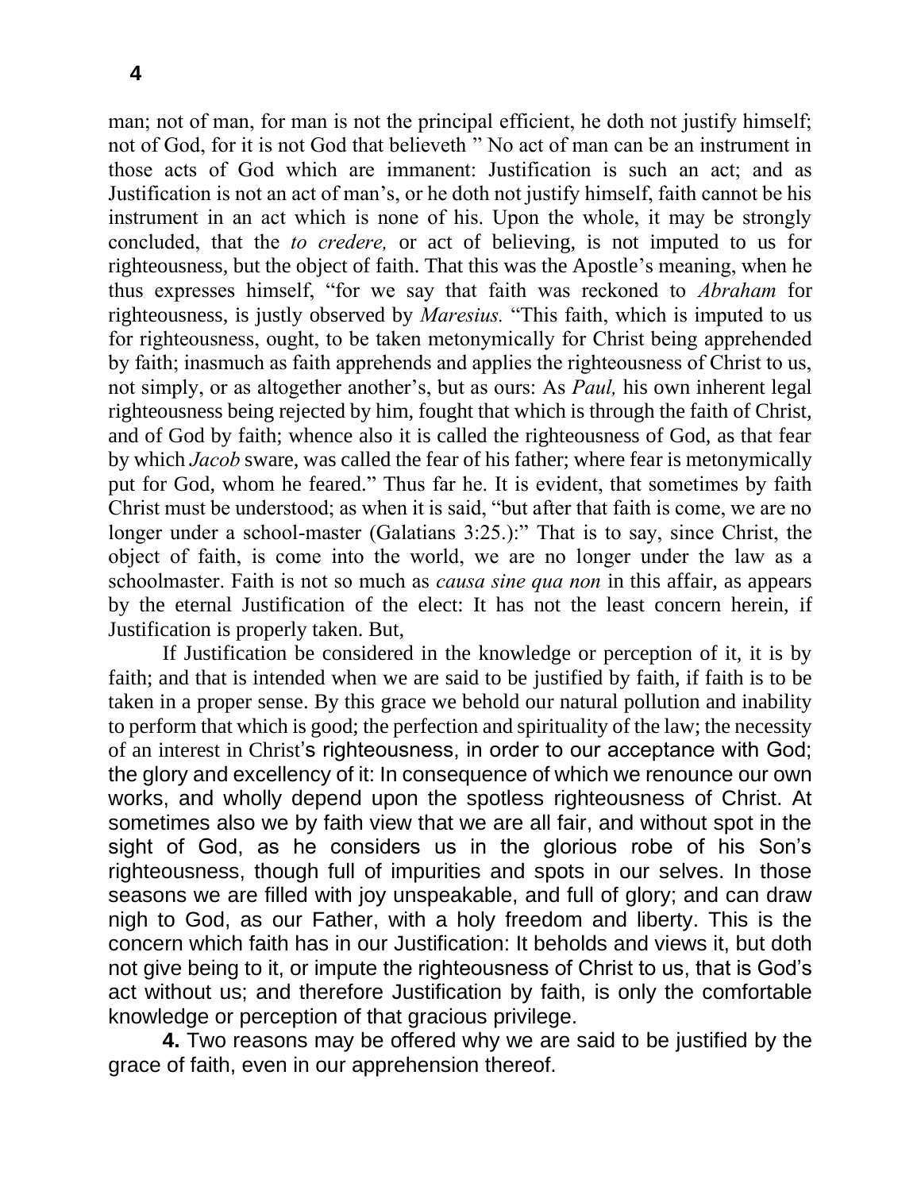man; not of man, for man is not the principal efficient, he doth not justify himself; not of God, for it is not God that believeth " No act of man can be an instrument in those acts of God which are immanent: Justification is such an act; and as Justification is not an act of man's, or he doth not justify himself, faith cannot be his instrument in an act which is none of his. Upon the whole, it may be strongly concluded, that the *to credere,* or act of believing, is not imputed to us for righteousness, but the object of faith. That this was the Apostle's meaning, when he thus expresses himself, "for we say that faith was reckoned to *Abraham* for righteousness, is justly observed by *Maresius.* "This faith, which is imputed to us for righteousness, ought, to be taken metonymically for Christ being apprehended by faith; inasmuch as faith apprehends and applies the righteousness of Christ to us, not simply, or as altogether another's, but as ours: As *Paul,* his own inherent legal righteousness being rejected by him, fought that which is through the faith of Christ, and of God by faith; whence also it is called the righteousness of God, as that fear by which *Jacob* sware, was called the fear of his father; where fear is metonymically put for God, whom he feared." Thus far he. It is evident, that sometimes by faith Christ must be understood; as when it is said, "but after that faith is come, we are no longer under a school-master (Galatians 3:25.):" That is to say, since Christ, the object of faith, is come into the world, we are no longer under the law as a schoolmaster. Faith is not so much as *causa sine qua non* in this affair, as appears by the eternal Justification of the elect: It has not the least concern herein, if Justification is properly taken. But,

If Justification be considered in the knowledge or perception of it, it is by faith; and that is intended when we are said to be justified by faith, if faith is to be taken in a proper sense. By this grace we behold our natural pollution and inability to perform that which is good; the perfection and spirituality of the law; the necessity of an interest in Christ's righteousness, in order to our acceptance with God; the glory and excellency of it: In consequence of which we renounce our own works, and wholly depend upon the spotless righteousness of Christ. At sometimes also we by faith view that we are all fair, and without spot in the sight of God, as he considers us in the glorious robe of his Son's righteousness, though full of impurities and spots in our selves. In those seasons we are filled with joy unspeakable, and full of glory; and can draw nigh to God, as our Father, with a holy freedom and liberty. This is the concern which faith has in our Justification: It beholds and views it, but doth not give being to it, or impute the righteousness of Christ to us, that is God's act without us; and therefore Justification by faith, is only the comfortable knowledge or perception of that gracious privilege.

**4.** Two reasons may be offered why we are said to be justified by the grace of faith, even in our apprehension thereof.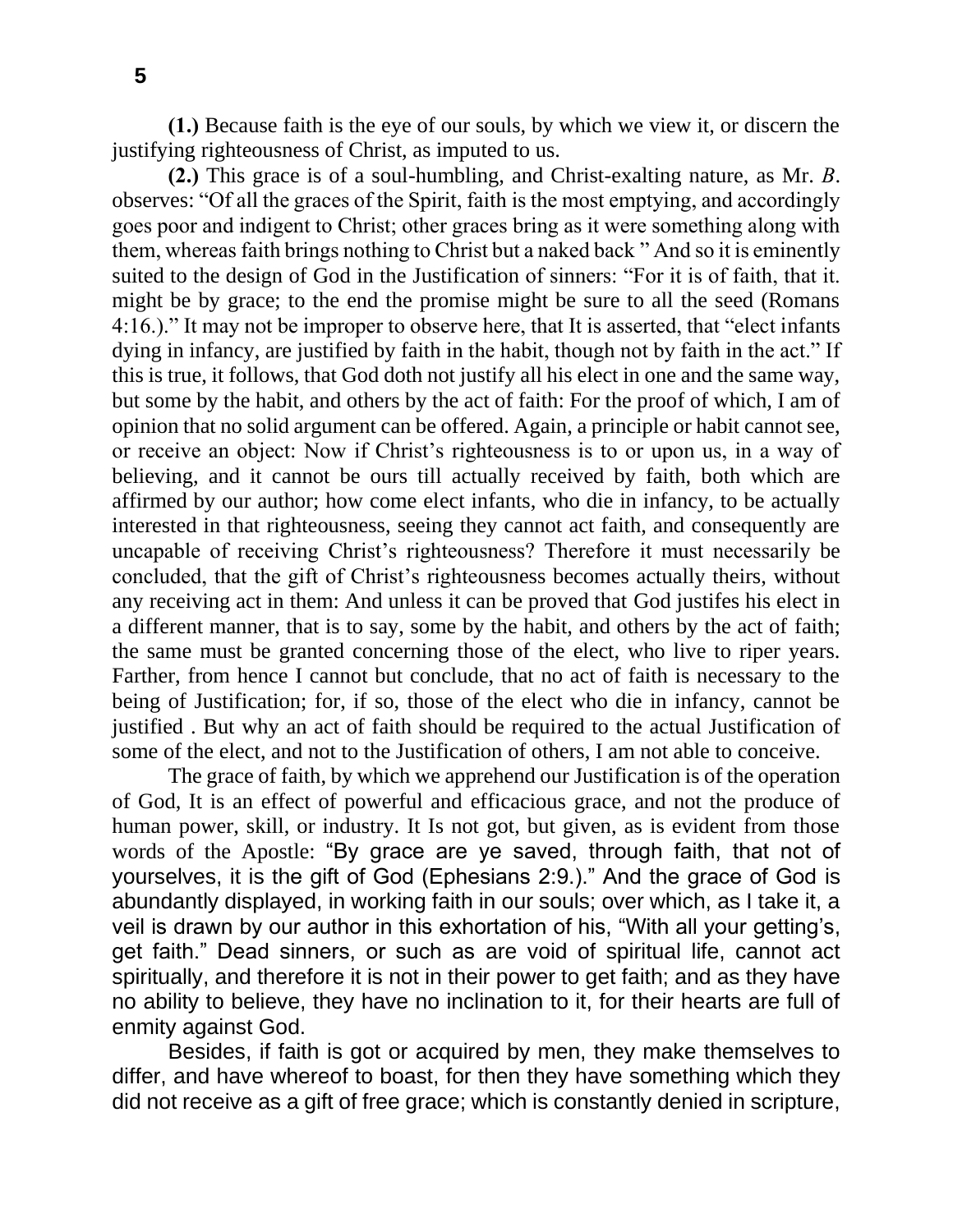**(1.)** Because faith is the eye of our souls, by which we view it, or discern the justifying righteousness of Christ, as imputed to us.

**(2.)** This grace is of a soul-humbling, and Christ-exalting nature, as Mr. *B*. observes: "Of all the graces of the Spirit, faith is the most emptying, and accordingly goes poor and indigent to Christ; other graces bring as it were something along with them, whereas faith brings nothing to Christ but a naked back " And so it is eminently suited to the design of God in the Justification of sinners: "For it is of faith, that it. might be by grace; to the end the promise might be sure to all the seed (Romans 4:16.)." It may not be improper to observe here, that It is asserted, that "elect infants dying in infancy, are justified by faith in the habit, though not by faith in the act." If this is true, it follows, that God doth not justify all his elect in one and the same way, but some by the habit, and others by the act of faith: For the proof of which, I am of opinion that no solid argument can be offered. Again, a principle or habit cannot see, or receive an object: Now if Christ's righteousness is to or upon us, in a way of believing, and it cannot be ours till actually received by faith, both which are affirmed by our author; how come elect infants, who die in infancy, to be actually interested in that righteousness, seeing they cannot act faith, and consequently are uncapable of receiving Christ's righteousness? Therefore it must necessarily be concluded, that the gift of Christ's righteousness becomes actually theirs, without any receiving act in them: And unless it can be proved that God justifes his elect in a different manner, that is to say, some by the habit, and others by the act of faith; the same must be granted concerning those of the elect, who live to riper years. Farther, from hence I cannot but conclude, that no act of faith is necessary to the being of Justification; for, if so, those of the elect who die in infancy, cannot be justified . But why an act of faith should be required to the actual Justification of some of the elect, and not to the Justification of others, I am not able to conceive.

The grace of faith, by which we apprehend our Justification is of the operation of God, It is an effect of powerful and efficacious grace, and not the produce of human power, skill, or industry. It Is not got, but given, as is evident from those words of the Apostle: "By grace are ye saved, through faith, that not of yourselves, it is the gift of God (Ephesians 2:9.)." And the grace of God is abundantly displayed, in working faith in our souls; over which, as I take it, a veil is drawn by our author in this exhortation of his, "With all your getting's, get faith." Dead sinners, or such as are void of spiritual life, cannot act spiritually, and therefore it is not in their power to get faith; and as they have no ability to believe, they have no inclination to it, for their hearts are full of enmity against God.

Besides, if faith is got or acquired by men, they make themselves to differ, and have whereof to boast, for then they have something which they did not receive as a gift of free grace; which is constantly denied in scripture,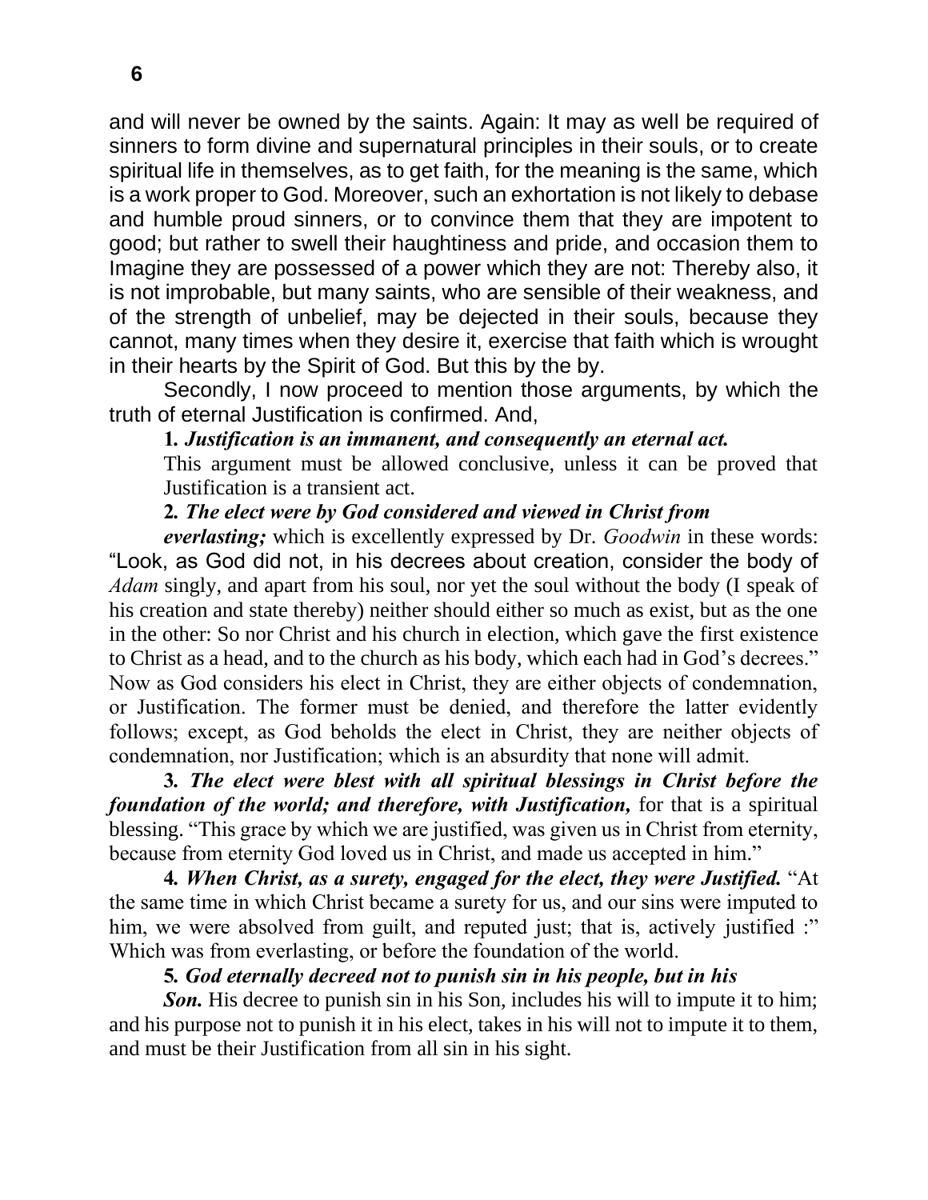and will never be owned by the saints. Again: It may as well be required of sinners to form divine and supernatural principles in their souls, or to create spiritual life in themselves, as to get faith, for the meaning is the same, which is a work proper to God. Moreover, such an exhortation is not likely to debase and humble proud sinners, or to convince them that they are impotent to good; but rather to swell their haughtiness and pride, and occasion them to Imagine they are possessed of a power which they are not: Thereby also, it is not improbable, but many saints, who are sensible of their weakness, and of the strength of unbelief, may be dejected in their souls, because they cannot, many times when they desire it, exercise that faith which is wrought in their hearts by the Spirit of God. But this by the by.

Secondly, I now proceed to mention those arguments, by which the truth of eternal Justification is confirmed. And,

**1.** ***Justification is an immanent, and consequently an eternal act.***

This argument must be allowed conclusive, unless it can be proved that Justification is a transient act.

**2.** ***The elect were by God considered and viewed in Christ from everlasting;*** which is excellently expressed by Dr. *Goodwin* in these words: "Look, as God did not, in his decrees about creation, consider the body of *Adam* singly, and apart from his soul, nor yet the soul without the body (I speak of his creation and state thereby) neither should either so much as exist, but as the one in the other: So nor Christ and his church in election, which gave the first existence to Christ as a head, and to the church as his body, which each had in God's decrees." Now as God considers his elect in Christ, they are either objects of condemnation, or Justification. The former must be denied, and therefore the latter evidently follows; except, as God beholds the elect in Christ, they are neither objects of condemnation, nor Justification; which is an absurdity that none will admit.

**3.** ***The elect were blest with all spiritual blessings in Christ before the foundation of the world; and therefore, with Justification,*** for that is a spiritual blessing. "This grace by which we are justified, was given us in Christ from eternity, because from eternity God loved us in Christ, and made us accepted in him."

**4.** ***When Christ, as a surety, engaged for the elect, they were Justified.*** "At the same time in which Christ became a surety for us, and our sins were imputed to him, we were absolved from guilt, and reputed just; that is, actively justified :" Which was from everlasting, or before the foundation of the world.

**5.** ***God eternally decreed not to punish sin in his people, but in his Son.*** His decree to punish sin in his Son, includes his will to impute it to him; and his purpose not to punish it in his elect, takes in his will not to impute it to them, and must be their Justification from all sin in his sight.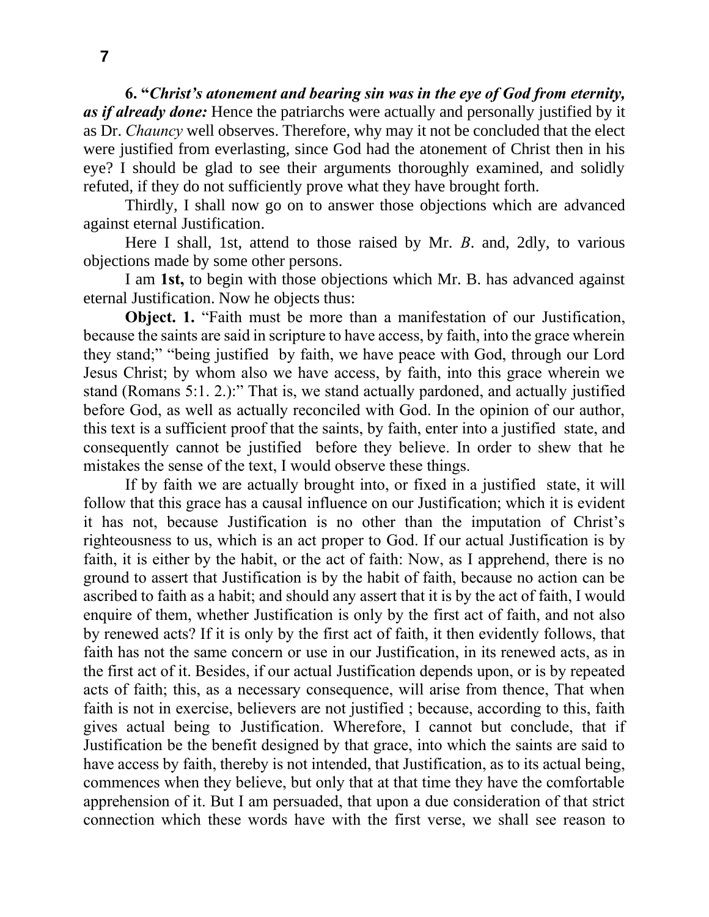**6. "*Christ's atonement and bearing sin was in the eye of God from eternity, as if already done:*** Hence the patriarchs were actually and personally justified by it as Dr. *Chauncy* well observes. Therefore, why may it not be concluded that the elect were justified from everlasting, since God had the atonement of Christ then in his eye? I should be glad to see their arguments thoroughly examined, and solidly refuted, if they do not sufficiently prove what they have brought forth.

Thirdly, I shall now go on to answer those objections which are advanced against eternal Justification.

Here I shall, 1st, attend to those raised by Mr. *B*. and, 2dly, to various objections made by some other persons.

I am **1st,** to begin with those objections which Mr. B. has advanced against eternal Justification. Now he objects thus:

**Object. 1.** "Faith must be more than a manifestation of our Justification, because the saints are said in scripture to have access, by faith, into the grace wherein they stand;" "being justified by faith, we have peace with God, through our Lord Jesus Christ; by whom also we have access, by faith, into this grace wherein we stand (Romans 5:1. 2.):" That is, we stand actually pardoned, and actually justified before God, as well as actually reconciled with God. In the opinion of our author, this text is a sufficient proof that the saints, by faith, enter into a justified state, and consequently cannot be justified before they believe. In order to shew that he mistakes the sense of the text, I would observe these things.

If by faith we are actually brought into, or fixed in a justified state, it will follow that this grace has a causal influence on our Justification; which it is evident it has not, because Justification is no other than the imputation of Christ's righteousness to us, which is an act proper to God. If our actual Justification is by faith, it is either by the habit, or the act of faith: Now, as I apprehend, there is no ground to assert that Justification is by the habit of faith, because no action can be ascribed to faith as a habit; and should any assert that it is by the act of faith, I would enquire of them, whether Justification is only by the first act of faith, and not also by renewed acts? If it is only by the first act of faith, it then evidently follows, that faith has not the same concern or use in our Justification, in its renewed acts, as in the first act of it. Besides, if our actual Justification depends upon, or is by repeated acts of faith; this, as a necessary consequence, will arise from thence, That when faith is not in exercise, believers are not justified ; because, according to this, faith gives actual being to Justification. Wherefore, I cannot but conclude, that if Justification be the benefit designed by that grace, into which the saints are said to have access by faith, thereby is not intended, that Justification, as to its actual being, commences when they believe, but only that at that time they have the comfortable apprehension of it. But I am persuaded, that upon a due consideration of that strict connection which these words have with the first verse, we shall see reason to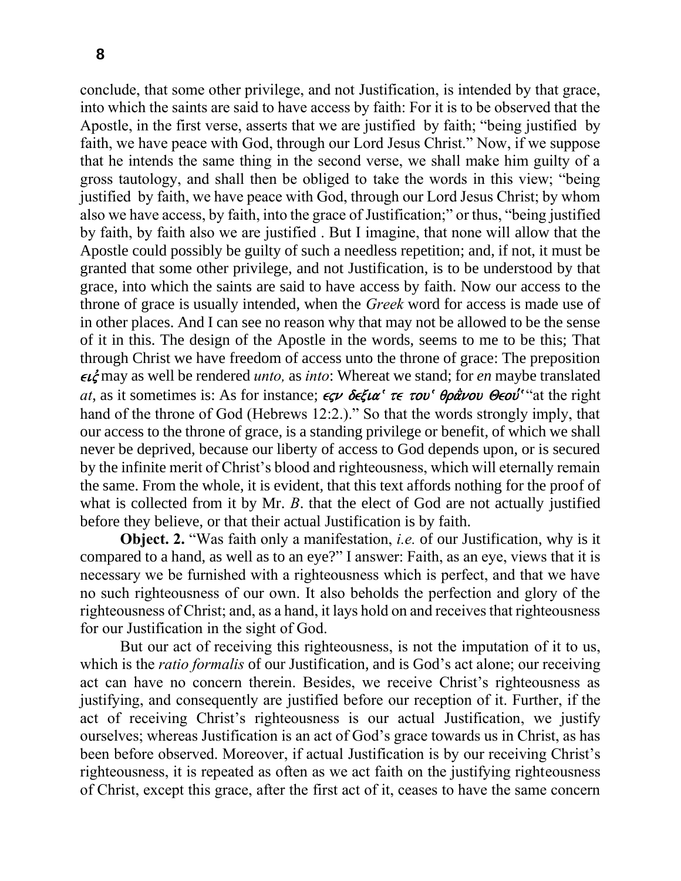conclude, that some other privilege, and not Justification, is intended by that grace, into which the saints are said to have access by faith: For it is to be observed that the Apostle, in the first verse, asserts that we are justified by faith; "being justified by faith, we have peace with God, through our Lord Jesus Christ." Now, if we suppose that he intends the same thing in the second verse, we shall make him guilty of a gross tautology, and shall then be obliged to take the words in this view; "being justified by faith, we have peace with God, through our Lord Jesus Christ; by whom also we have access, by faith, into the grace of Justification;" or thus, "being justified by faith, by faith also we are justified . But I imagine, that none will allow that the Apostle could possibly be guilty of such a needless repetition; and, if not, it must be granted that some other privilege, and not Justification, is to be understood by that grace, into which the saints are said to have access by faith. Now our access to the throne of grace is usually intended, when the *Greek* word for access is made use of in other places. And I can see no reason why that may not be allowed to be the sense of it in this. The design of the Apostle in the words, seems to me to be this; That through Christ we have freedom of access unto the throne of grace: The preposition ***ειζ*** may as well be rendered *unto,* as *into*: Whereat we stand; for *en* maybe translated *at*, as it sometimes is: As for instance; ***εςν δεξια' τε του' θρὰνου Θεού'*** "at the right hand of the throne of God (Hebrews 12:2.)." So that the words strongly imply, that our access to the throne of grace, is a standing privilege or benefit, of which we shall never be deprived, because our liberty of access to God depends upon, or is secured by the infinite merit of Christ's blood and righteousness, which will eternally remain the same. From the whole, it is evident, that this text affords nothing for the proof of what is collected from it by Mr. *B*. that the elect of God are not actually justified before they believe, or that their actual Justification is by faith.

**Object. 2.** "Was faith only a manifestation, *i.e.* of our Justification, why is it compared to a hand, as well as to an eye?" I answer: Faith, as an eye, views that it is necessary we be furnished with a righteousness which is perfect, and that we have no such righteousness of our own. It also beholds the perfection and glory of the righteousness of Christ; and, as a hand, it lays hold on and receives that righteousness for our Justification in the sight of God.

But our act of receiving this righteousness, is not the imputation of it to us, which is the *ratio formalis* of our Justification, and is God's act alone; our receiving act can have no concern therein. Besides, we receive Christ's righteousness as justifying, and consequently are justified before our reception of it. Further, if the act of receiving Christ's righteousness is our actual Justification, we justify ourselves; whereas Justification is an act of God's grace towards us in Christ, as has been before observed. Moreover, if actual Justification is by our receiving Christ's righteousness, it is repeated as often as we act faith on the justifying righteousness of Christ, except this grace, after the first act of it, ceases to have the same concern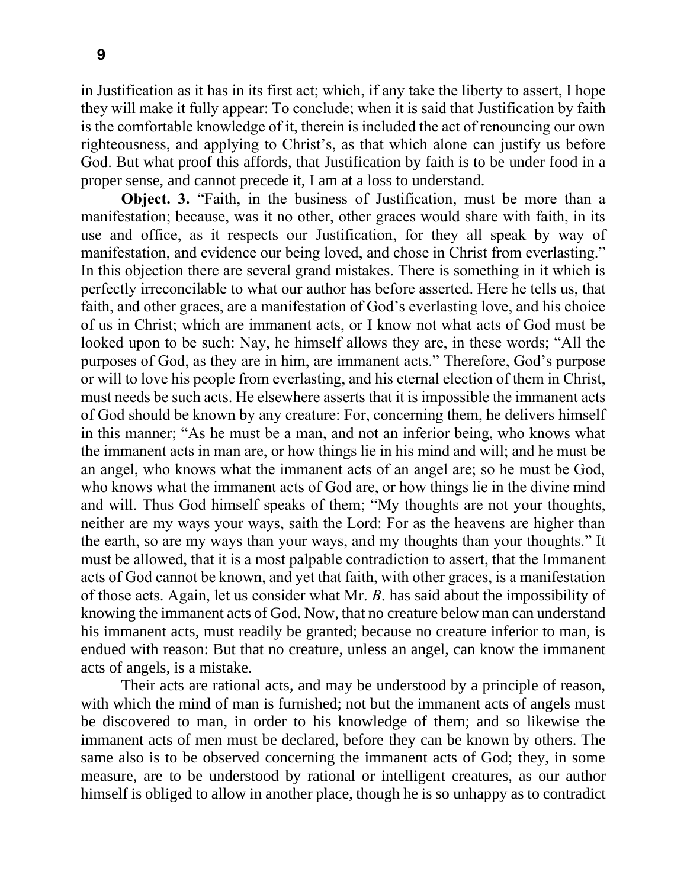in Justification as it has in its first act; which, if any take the liberty to assert, I hope they will make it fully appear: To conclude; when it is said that Justification by faith is the comfortable knowledge of it, therein is included the act of renouncing our own righteousness, and applying to Christ's, as that which alone can justify us before God. But what proof this affords, that Justification by faith is to be under food in a proper sense, and cannot precede it, I am at a loss to understand.

**Object. 3.** "Faith, in the business of Justification, must be more than a manifestation; because, was it no other, other graces would share with faith, in its use and office, as it respects our Justification, for they all speak by way of manifestation, and evidence our being loved, and chose in Christ from everlasting." In this objection there are several grand mistakes. There is something in it which is perfectly irreconcilable to what our author has before asserted. Here he tells us, that faith, and other graces, are a manifestation of God's everlasting love, and his choice of us in Christ; which are immanent acts, or I know not what acts of God must be looked upon to be such: Nay, he himself allows they are, in these words; "All the purposes of God, as they are in him, are immanent acts." Therefore, God's purpose or will to love his people from everlasting, and his eternal election of them in Christ, must needs be such acts. He elsewhere asserts that it is impossible the immanent acts of God should be known by any creature: For, concerning them, he delivers himself in this manner; "As he must be a man, and not an inferior being, who knows what the immanent acts in man are, or how things lie in his mind and will; and he must be an angel, who knows what the immanent acts of an angel are; so he must be God, who knows what the immanent acts of God are, or how things lie in the divine mind and will. Thus God himself speaks of them; "My thoughts are not your thoughts, neither are my ways your ways, saith the Lord: For as the heavens are higher than the earth, so are my ways than your ways, and my thoughts than your thoughts." It must be allowed, that it is a most palpable contradiction to assert, that the Immanent acts of God cannot be known, and yet that faith, with other graces, is a manifestation of those acts. Again, let us consider what Mr. *B*. has said about the impossibility of knowing the immanent acts of God. Now, that no creature below man can understand his immanent acts, must readily be granted; because no creature inferior to man, is endued with reason: But that no creature, unless an angel, can know the immanent acts of angels, is a mistake.

Their acts are rational acts, and may be understood by a principle of reason, with which the mind of man is furnished; not but the immanent acts of angels must be discovered to man, in order to his knowledge of them; and so likewise the immanent acts of men must be declared, before they can be known by others. The same also is to be observed concerning the immanent acts of God; they, in some measure, are to be understood by rational or intelligent creatures, as our author himself is obliged to allow in another place, though he is so unhappy as to contradict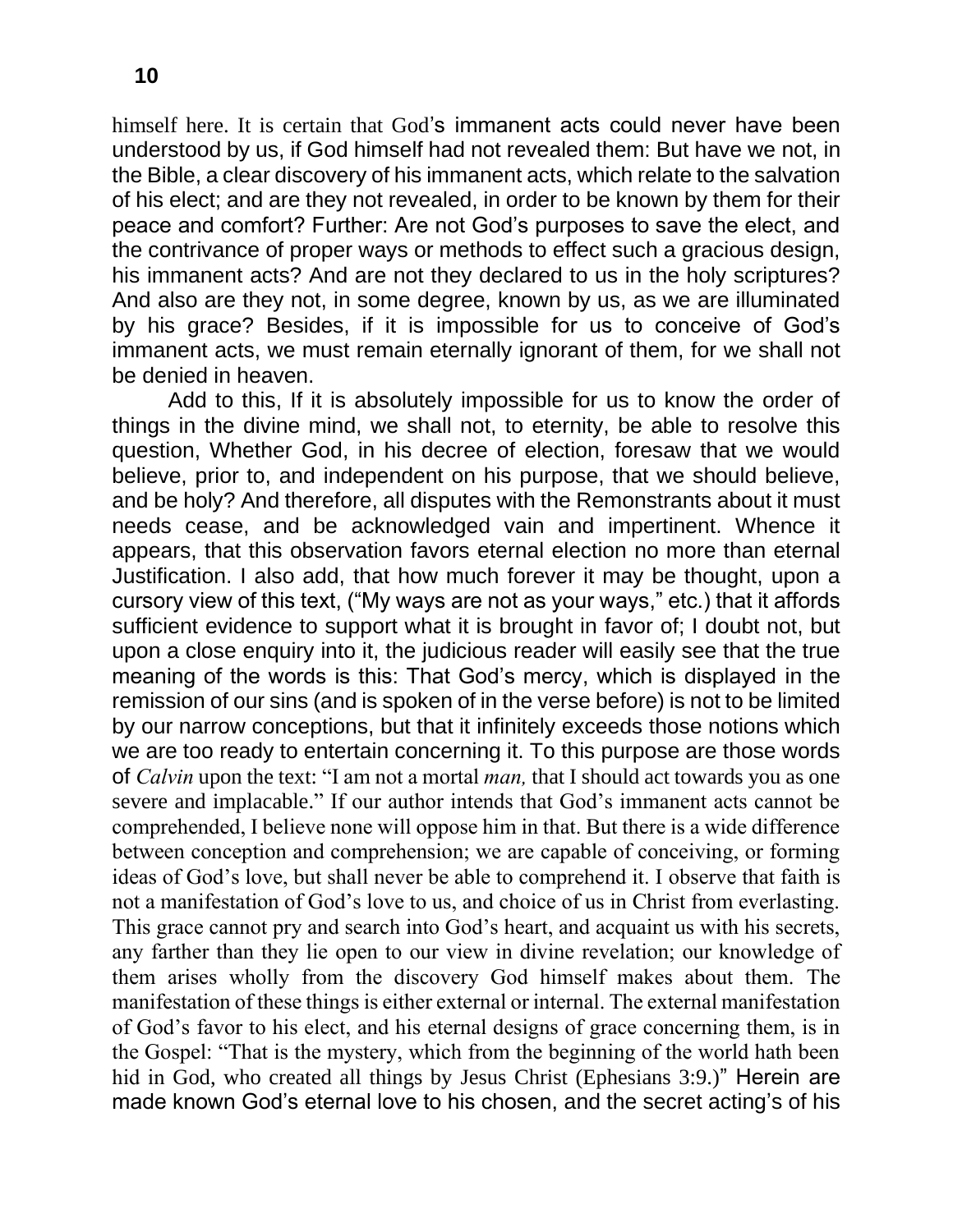himself here. It is certain that God's immanent acts could never have been understood by us, if God himself had not revealed them: But have we not, in the Bible, a clear discovery of his immanent acts, which relate to the salvation of his elect; and are they not revealed, in order to be known by them for their peace and comfort? Further: Are not God's purposes to save the elect, and the contrivance of proper ways or methods to effect such a gracious design, his immanent acts? And are not they declared to us in the holy scriptures? And also are they not, in some degree, known by us, as we are illuminated by his grace? Besides, if it is impossible for us to conceive of God's immanent acts, we must remain eternally ignorant of them, for we shall not be denied in heaven.

Add to this, If it is absolutely impossible for us to know the order of things in the divine mind, we shall not, to eternity, be able to resolve this question, Whether God, in his decree of election, foresaw that we would believe, prior to, and independent on his purpose, that we should believe, and be holy? And therefore, all disputes with the Remonstrants about it must needs cease, and be acknowledged vain and impertinent. Whence it appears, that this observation favors eternal election no more than eternal Justification. I also add, that how much forever it may be thought, upon a cursory view of this text, ("My ways are not as your ways," etc.) that it affords sufficient evidence to support what it is brought in favor of; I doubt not, but upon a close enquiry into it, the judicious reader will easily see that the true meaning of the words is this: That God's mercy, which is displayed in the remission of our sins (and is spoken of in the verse before) is not to be limited by our narrow conceptions, but that it infinitely exceeds those notions which we are too ready to entertain concerning it. To this purpose are those words of *Calvin* upon the text: "I am not a mortal *man,* that I should act towards you as one severe and implacable." If our author intends that God's immanent acts cannot be comprehended, I believe none will oppose him in that. But there is a wide difference between conception and comprehension; we are capable of conceiving, or forming ideas of God's love, but shall never be able to comprehend it. I observe that faith is not a manifestation of God's love to us, and choice of us in Christ from everlasting. This grace cannot pry and search into God's heart, and acquaint us with his secrets, any farther than they lie open to our view in divine revelation; our knowledge of them arises wholly from the discovery God himself makes about them. The manifestation of these things is either external or internal. The external manifestation of God's favor to his elect, and his eternal designs of grace concerning them, is in the Gospel: "That is the mystery, which from the beginning of the world hath been hid in God, who created all things by Jesus Christ (Ephesians 3:9.)" Herein are made known God's eternal love to his chosen, and the secret acting's of his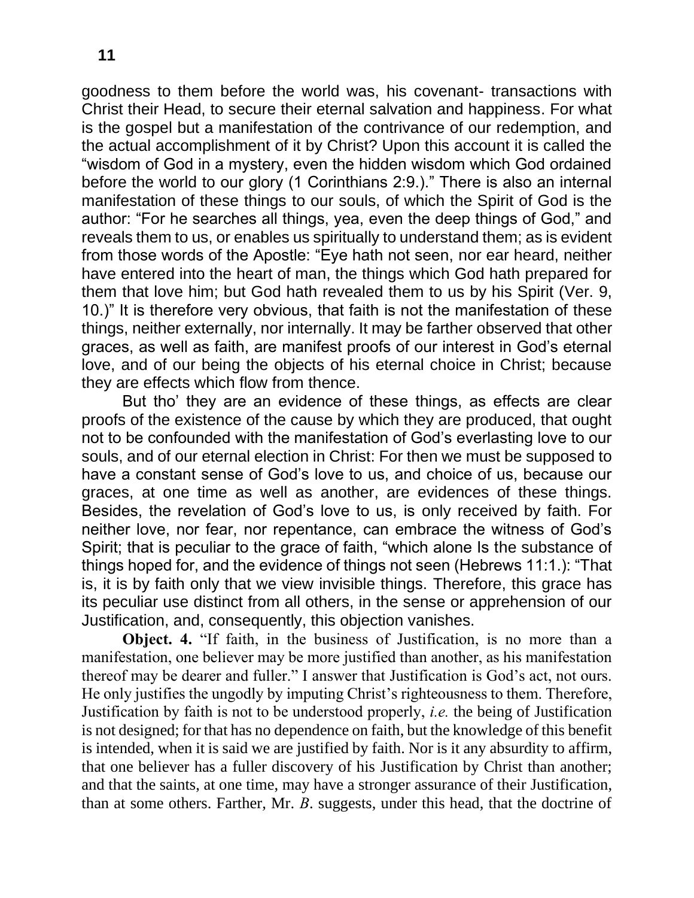goodness to them before the world was, his covenant- transactions with Christ their Head, to secure their eternal salvation and happiness. For what is the gospel but a manifestation of the contrivance of our redemption, and the actual accomplishment of it by Christ? Upon this account it is called the "wisdom of God in a mystery, even the hidden wisdom which God ordained before the world to our glory (1 Corinthians 2:9.)." There is also an internal manifestation of these things to our souls, of which the Spirit of God is the author: "For he searches all things, yea, even the deep things of God," and reveals them to us, or enables us spiritually to understand them; as is evident from those words of the Apostle: "Eye hath not seen, nor ear heard, neither have entered into the heart of man, the things which God hath prepared for them that love him; but God hath revealed them to us by his Spirit (Ver. 9, 10.)" It is therefore very obvious, that faith is not the manifestation of these things, neither externally, nor internally. It may be farther observed that other graces, as well as faith, are manifest proofs of our interest in God's eternal love, and of our being the objects of his eternal choice in Christ; because they are effects which flow from thence.

But tho' they are an evidence of these things, as effects are clear proofs of the existence of the cause by which they are produced, that ought not to be confounded with the manifestation of God's everlasting love to our souls, and of our eternal election in Christ: For then we must be supposed to have a constant sense of God's love to us, and choice of us, because our graces, at one time as well as another, are evidences of these things. Besides, the revelation of God's love to us, is only received by faith. For neither love, nor fear, nor repentance, can embrace the witness of God's Spirit; that is peculiar to the grace of faith, "which alone Is the substance of things hoped for, and the evidence of things not seen (Hebrews 11:1.): "That is, it is by faith only that we view invisible things. Therefore, this grace has its peculiar use distinct from all others, in the sense or apprehension of our Justification, and, consequently, this objection vanishes.

**Object. 4.** "If faith, in the business of Justification, is no more than a manifestation, one believer may be more justified than another, as his manifestation thereof may be dearer and fuller." I answer that Justification is God's act, not ours. He only justifies the ungodly by imputing Christ's righteousness to them. Therefore, Justification by faith is not to be understood properly, *i.e.* the being of Justification is not designed; for that has no dependence on faith, but the knowledge of this benefit is intended, when it is said we are justified by faith. Nor is it any absurdity to affirm, that one believer has a fuller discovery of his Justification by Christ than another; and that the saints, at one time, may have a stronger assurance of their Justification, than at some others. Farther, Mr. *B*. suggests, under this head, that the doctrine of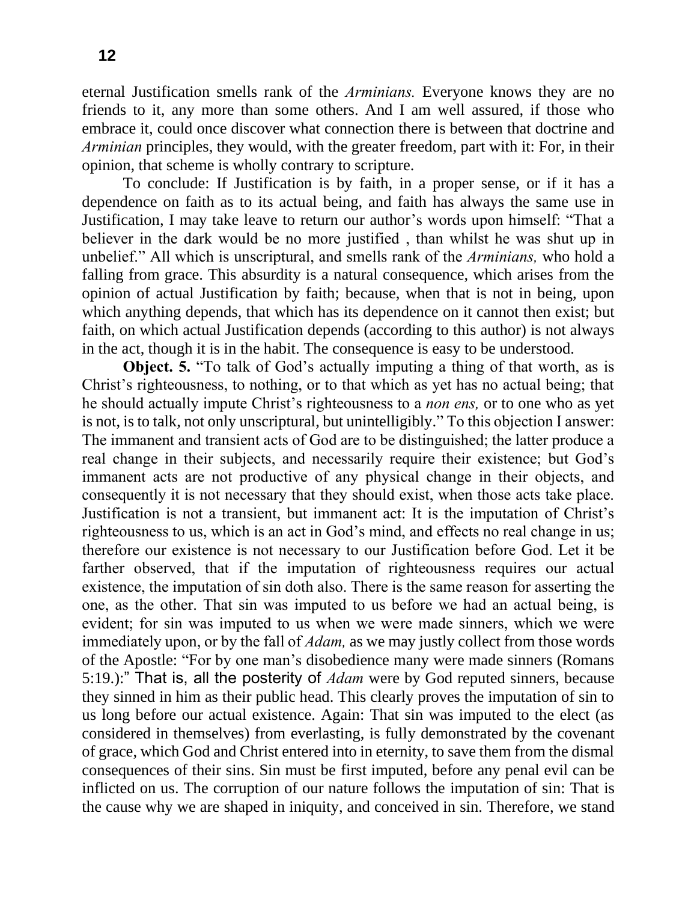eternal Justification smells rank of the *Arminians.* Everyone knows they are no friends to it, any more than some others. And I am well assured, if those who embrace it, could once discover what connection there is between that doctrine and *Arminian* principles, they would, with the greater freedom, part with it: For, in their opinion, that scheme is wholly contrary to scripture.

To conclude: If Justification is by faith, in a proper sense, or if it has a dependence on faith as to its actual being, and faith has always the same use in Justification, I may take leave to return our author's words upon himself: "That a believer in the dark would be no more justified , than whilst he was shut up in unbelief." All which is unscriptural, and smells rank of the *Arminians,* who hold a falling from grace. This absurdity is a natural consequence, which arises from the opinion of actual Justification by faith; because, when that is not in being, upon which anything depends, that which has its dependence on it cannot then exist; but faith, on which actual Justification depends (according to this author) is not always in the act, though it is in the habit. The consequence is easy to be understood.

**Object. 5.** "To talk of God's actually imputing a thing of that worth, as is Christ's righteousness, to nothing, or to that which as yet has no actual being; that he should actually impute Christ's righteousness to a *non ens,* or to one who as yet is not, is to talk, not only unscriptural, but unintelligibly." To this objection I answer: The immanent and transient acts of God are to be distinguished; the latter produce a real change in their subjects, and necessarily require their existence; but God's immanent acts are not productive of any physical change in their objects, and consequently it is not necessary that they should exist, when those acts take place. Justification is not a transient, but immanent act: It is the imputation of Christ's righteousness to us, which is an act in God's mind, and effects no real change in us; therefore our existence is not necessary to our Justification before God. Let it be farther observed, that if the imputation of righteousness requires our actual existence, the imputation of sin doth also. There is the same reason for asserting the one, as the other. That sin was imputed to us before we had an actual being, is evident; for sin was imputed to us when we were made sinners, which we were immediately upon, or by the fall of *Adam,* as we may justly collect from those words of the Apostle: "For by one man's disobedience many were made sinners (Romans 5:19.):" That is, all the posterity of *Adam* were by God reputed sinners, because they sinned in him as their public head. This clearly proves the imputation of sin to us long before our actual existence. Again: That sin was imputed to the elect (as considered in themselves) from everlasting, is fully demonstrated by the covenant of grace, which God and Christ entered into in eternity, to save them from the dismal consequences of their sins. Sin must be first imputed, before any penal evil can be inflicted on us. The corruption of our nature follows the imputation of sin: That is the cause why we are shaped in iniquity, and conceived in sin. Therefore, we stand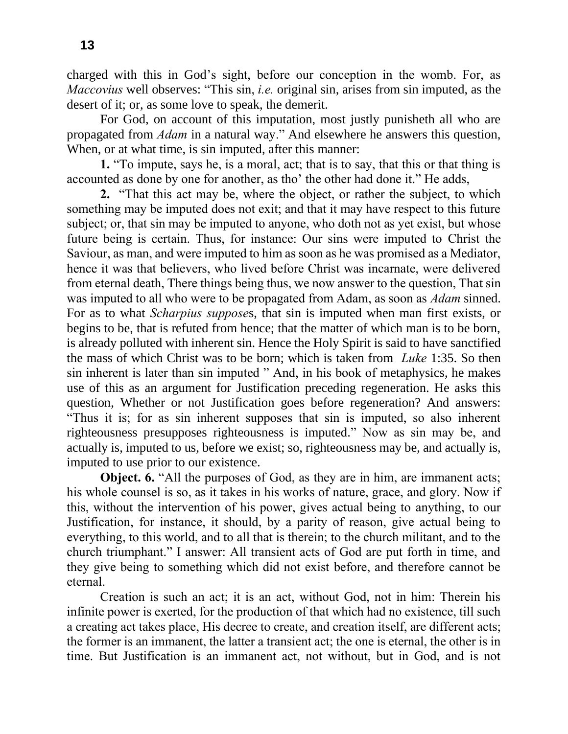charged with this in God's sight, before our conception in the womb. For, as *Maccovius* well observes: "This sin, *i.e.* original sin, arises from sin imputed, as the desert of it; or, as some love to speak, the demerit.

For God, on account of this imputation, most justly punisheth all who are propagated from *Adam* in a natural way." And elsewhere he answers this question, When, or at what time, is sin imputed, after this manner:

**1.** "To impute, says he, is a moral, act; that is to say, that this or that thing is accounted as done by one for another, as tho' the other had done it." He adds,

**2.** "That this act may be, where the object, or rather the subject, to which something may be imputed does not exit; and that it may have respect to this future subject; or, that sin may be imputed to anyone, who doth not as yet exist, but whose future being is certain. Thus, for instance: Our sins were imputed to Christ the Saviour, as man, and were imputed to him as soon as he was promised as a Mediator, hence it was that believers, who lived before Christ was incarnate, were delivered from eternal death, There things being thus, we now answer to the question, That sin was imputed to all who were to be propagated from Adam, as soon as *Adam* sinned. For as to what *Scharpius suppose*s, that sin is imputed when man first exists, or begins to be, that is refuted from hence; that the matter of which man is to be born, is already polluted with inherent sin. Hence the Holy Spirit is said to have sanctified the mass of which Christ was to be born; which is taken from *Luke* 1:35. So then sin inherent is later than sin imputed " And, in his book of metaphysics, he makes use of this as an argument for Justification preceding regeneration. He asks this question, Whether or not Justification goes before regeneration? And answers: "Thus it is; for as sin inherent supposes that sin is imputed, so also inherent righteousness presupposes righteousness is imputed." Now as sin may be, and actually is, imputed to us, before we exist; so, righteousness may be, and actually is, imputed to use prior to our existence.

**Object. 6.** "All the purposes of God, as they are in him, are immanent acts; his whole counsel is so, as it takes in his works of nature, grace, and glory. Now if this, without the intervention of his power, gives actual being to anything, to our Justification, for instance, it should, by a parity of reason, give actual being to everything, to this world, and to all that is therein; to the church militant, and to the church triumphant." I answer: All transient acts of God are put forth in time, and they give being to something which did not exist before, and therefore cannot be eternal.

Creation is such an act; it is an act, without God, not in him: Therein his infinite power is exerted, for the production of that which had no existence, till such a creating act takes place, His decree to create, and creation itself, are different acts; the former is an immanent, the latter a transient act; the one is eternal, the other is in time. But Justification is an immanent act, not without, but in God, and is not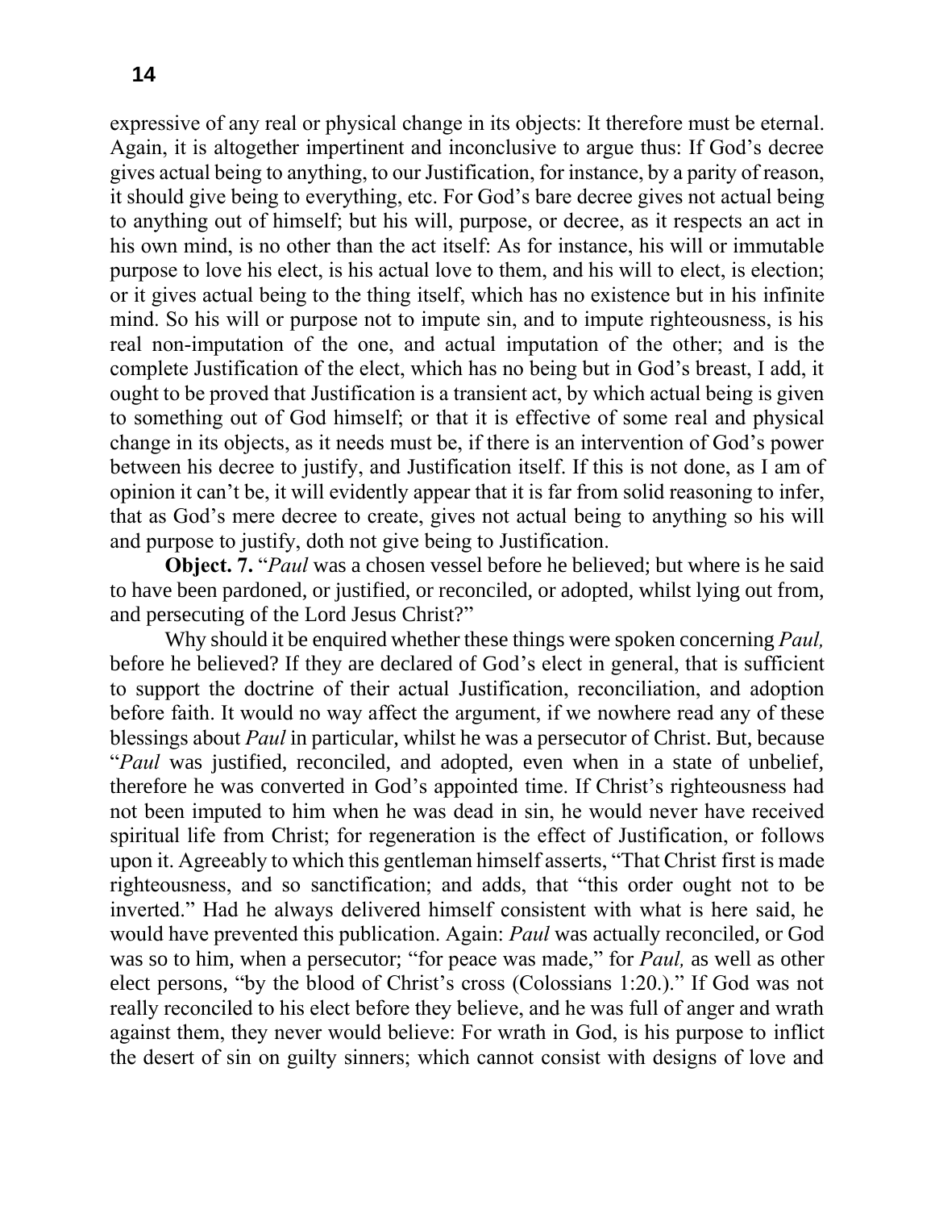expressive of any real or physical change in its objects: It therefore must be eternal. Again, it is altogether impertinent and inconclusive to argue thus: If God's decree gives actual being to anything, to our Justification, for instance, by a parity of reason, it should give being to everything, etc. For God's bare decree gives not actual being to anything out of himself; but his will, purpose, or decree, as it respects an act in his own mind, is no other than the act itself: As for instance, his will or immutable purpose to love his elect, is his actual love to them, and his will to elect, is election; or it gives actual being to the thing itself, which has no existence but in his infinite mind. So his will or purpose not to impute sin, and to impute righteousness, is his real non-imputation of the one, and actual imputation of the other; and is the complete Justification of the elect, which has no being but in God's breast, I add, it ought to be proved that Justification is a transient act, by which actual being is given to something out of God himself; or that it is effective of some real and physical change in its objects, as it needs must be, if there is an intervention of God's power between his decree to justify, and Justification itself. If this is not done, as I am of opinion it can't be, it will evidently appear that it is far from solid reasoning to infer, that as God's mere decree to create, gives not actual being to anything so his will and purpose to justify, doth not give being to Justification.

**Object. 7.** "*Paul* was a chosen vessel before he believed; but where is he said to have been pardoned, or justified, or reconciled, or adopted, whilst lying out from, and persecuting of the Lord Jesus Christ?"

Why should it be enquired whether these things were spoken concerning *Paul,* before he believed? If they are declared of God's elect in general, that is sufficient to support the doctrine of their actual Justification, reconciliation, and adoption before faith. It would no way affect the argument, if we nowhere read any of these blessings about *Paul* in particular, whilst he was a persecutor of Christ. But, because "*Paul* was justified, reconciled, and adopted, even when in a state of unbelief, therefore he was converted in God's appointed time. If Christ's righteousness had not been imputed to him when he was dead in sin, he would never have received spiritual life from Christ; for regeneration is the effect of Justification, or follows upon it. Agreeably to which this gentleman himself asserts, "That Christ first is made righteousness, and so sanctification; and adds, that "this order ought not to be inverted." Had he always delivered himself consistent with what is here said, he would have prevented this publication. Again: *Paul* was actually reconciled, or God was so to him, when a persecutor; "for peace was made," for *Paul,* as well as other elect persons, "by the blood of Christ's cross (Colossians 1:20.)." If God was not really reconciled to his elect before they believe, and he was full of anger and wrath against them, they never would believe: For wrath in God, is his purpose to inflict the desert of sin on guilty sinners; which cannot consist with designs of love and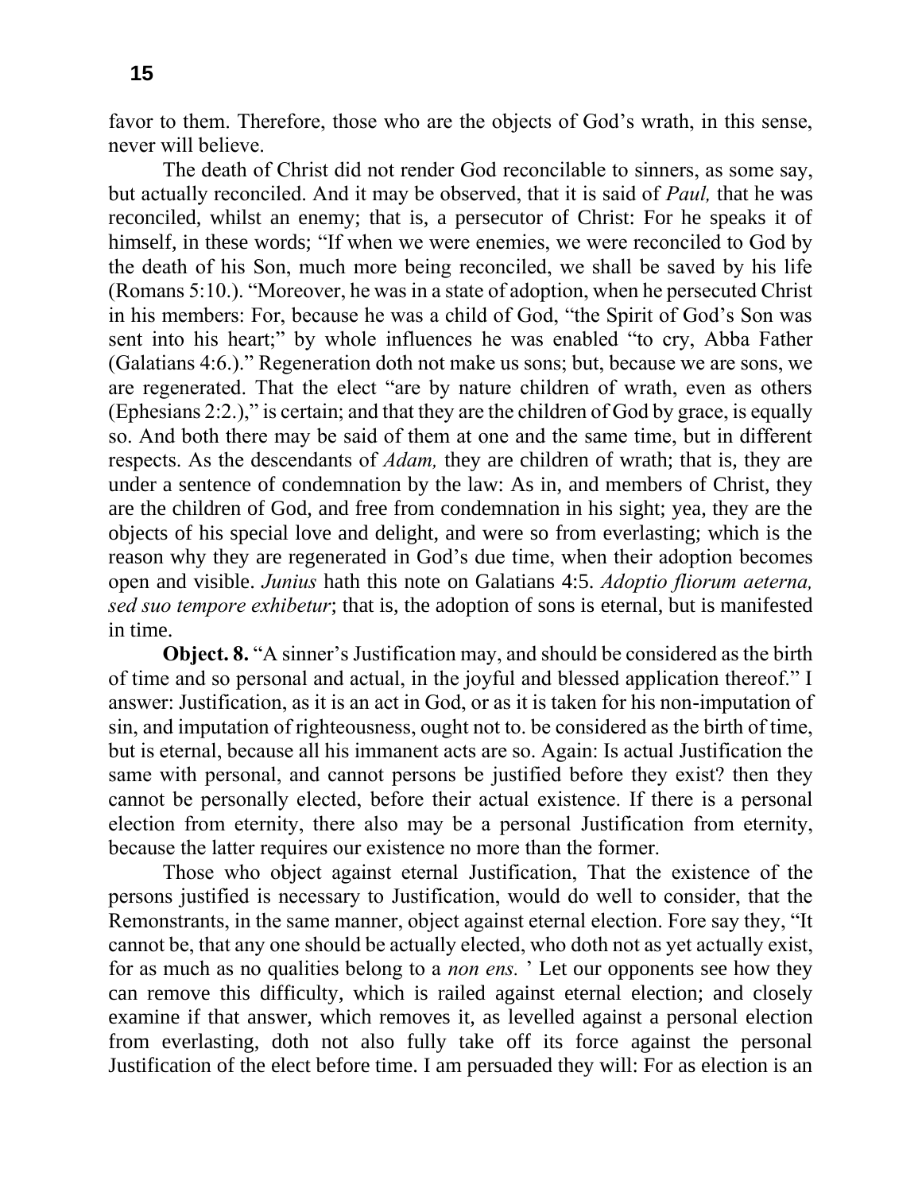favor to them. Therefore, those who are the objects of God's wrath, in this sense, never will believe.

The death of Christ did not render God reconcilable to sinners, as some say, but actually reconciled. And it may be observed, that it is said of *Paul,* that he was reconciled, whilst an enemy; that is, a persecutor of Christ: For he speaks it of himself, in these words; "If when we were enemies, we were reconciled to God by the death of his Son, much more being reconciled, we shall be saved by his life (Romans 5:10.). "Moreover, he was in a state of adoption, when he persecuted Christ in his members: For, because he was a child of God, "the Spirit of God's Son was sent into his heart;" by whole influences he was enabled "to cry, Abba Father (Galatians 4:6.)." Regeneration doth not make us sons; but, because we are sons, we are regenerated. That the elect "are by nature children of wrath, even as others (Ephesians 2:2.)," is certain; and that they are the children of God by grace, is equally so. And both there may be said of them at one and the same time, but in different respects. As the descendants of *Adam,* they are children of wrath; that is, they are under a sentence of condemnation by the law: As in, and members of Christ, they are the children of God, and free from condemnation in his sight; yea, they are the objects of his special love and delight, and were so from everlasting; which is the reason why they are regenerated in God's due time, when their adoption becomes open and visible. *Junius* hath this note on Galatians 4:5. *Adoptio fliorum aeterna, sed suo tempore exhibetur*; that is, the adoption of sons is eternal, but is manifested in time.

**Object. 8.** "A sinner's Justification may, and should be considered as the birth of time and so personal and actual, in the joyful and blessed application thereof." I answer: Justification, as it is an act in God, or as it is taken for his non-imputation of sin, and imputation of righteousness, ought not to. be considered as the birth of time, but is eternal, because all his immanent acts are so. Again: Is actual Justification the same with personal, and cannot persons be justified before they exist? then they cannot be personally elected, before their actual existence. If there is a personal election from eternity, there also may be a personal Justification from eternity, because the latter requires our existence no more than the former.

Those who object against eternal Justification, That the existence of the persons justified is necessary to Justification, would do well to consider, that the Remonstrants, in the same manner, object against eternal election. Fore say they, "It cannot be, that any one should be actually elected, who doth not as yet actually exist, for as much as no qualities belong to a *non ens.* ' Let our opponents see how they can remove this difficulty, which is railed against eternal election; and closely examine if that answer, which removes it, as levelled against a personal election from everlasting, doth not also fully take off its force against the personal Justification of the elect before time. I am persuaded they will: For as election is an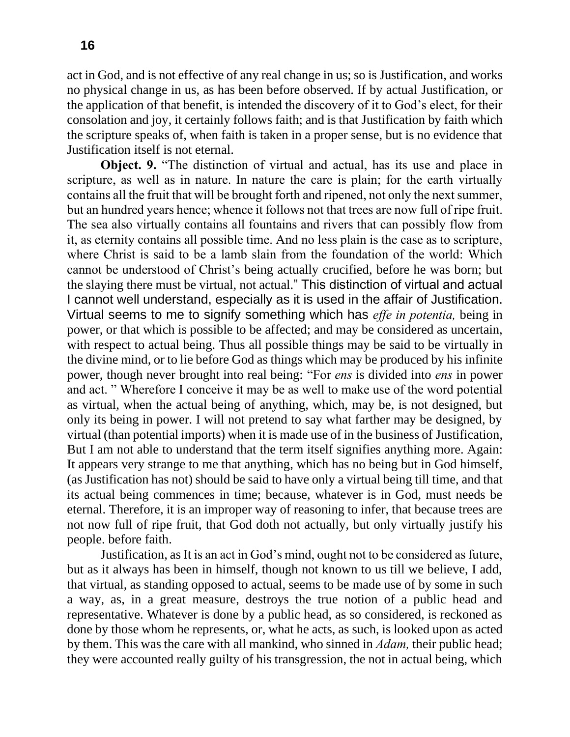act in God, and is not effective of any real change in us; so is Justification, and works no physical change in us, as has been before observed. If by actual Justification, or the application of that benefit, is intended the discovery of it to God's elect, for their consolation and joy, it certainly follows faith; and is that Justification by faith which the scripture speaks of, when faith is taken in a proper sense, but is no evidence that Justification itself is not eternal.

**Object. 9.** "The distinction of virtual and actual, has its use and place in scripture, as well as in nature. In nature the care is plain; for the earth virtually contains all the fruit that will be brought forth and ripened, not only the next summer, but an hundred years hence; whence it follows not that trees are now full of ripe fruit. The sea also virtually contains all fountains and rivers that can possibly flow from it, as eternity contains all possible time. And no less plain is the case as to scripture, where Christ is said to be a lamb slain from the foundation of the world: Which cannot be understood of Christ's being actually crucified, before he was born; but the slaying there must be virtual, not actual." This distinction of virtual and actual I cannot well understand, especially as it is used in the affair of Justification. Virtual seems to me to signify something which has *effe in potentia,* being in power, or that which is possible to be affected; and may be considered as uncertain, with respect to actual being. Thus all possible things may be said to be virtually in the divine mind, or to lie before God as things which may be produced by his infinite power, though never brought into real being: "For *ens* is divided into *ens* in power and act. " Wherefore I conceive it may be as well to make use of the word potential as virtual, when the actual being of anything, which, may be, is not designed, but only its being in power. I will not pretend to say what farther may be designed, by virtual (than potential imports) when it is made use of in the business of Justification, But I am not able to understand that the term itself signifies anything more. Again: It appears very strange to me that anything, which has no being but in God himself, (as Justification has not) should be said to have only a virtual being till time, and that its actual being commences in time; because, whatever is in God, must needs be eternal. Therefore, it is an improper way of reasoning to infer, that because trees are not now full of ripe fruit, that God doth not actually, but only virtually justify his people. before faith.

Justification, as It is an act in God's mind, ought not to be considered as future, but as it always has been in himself, though not known to us till we believe, I add, that virtual, as standing opposed to actual, seems to be made use of by some in such a way, as, in a great measure, destroys the true notion of a public head and representative. Whatever is done by a public head, as so considered, is reckoned as done by those whom he represents, or, what he acts, as such, is looked upon as acted by them. This was the care with all mankind, who sinned in *Adam,* their public head; they were accounted really guilty of his transgression, the not in actual being, which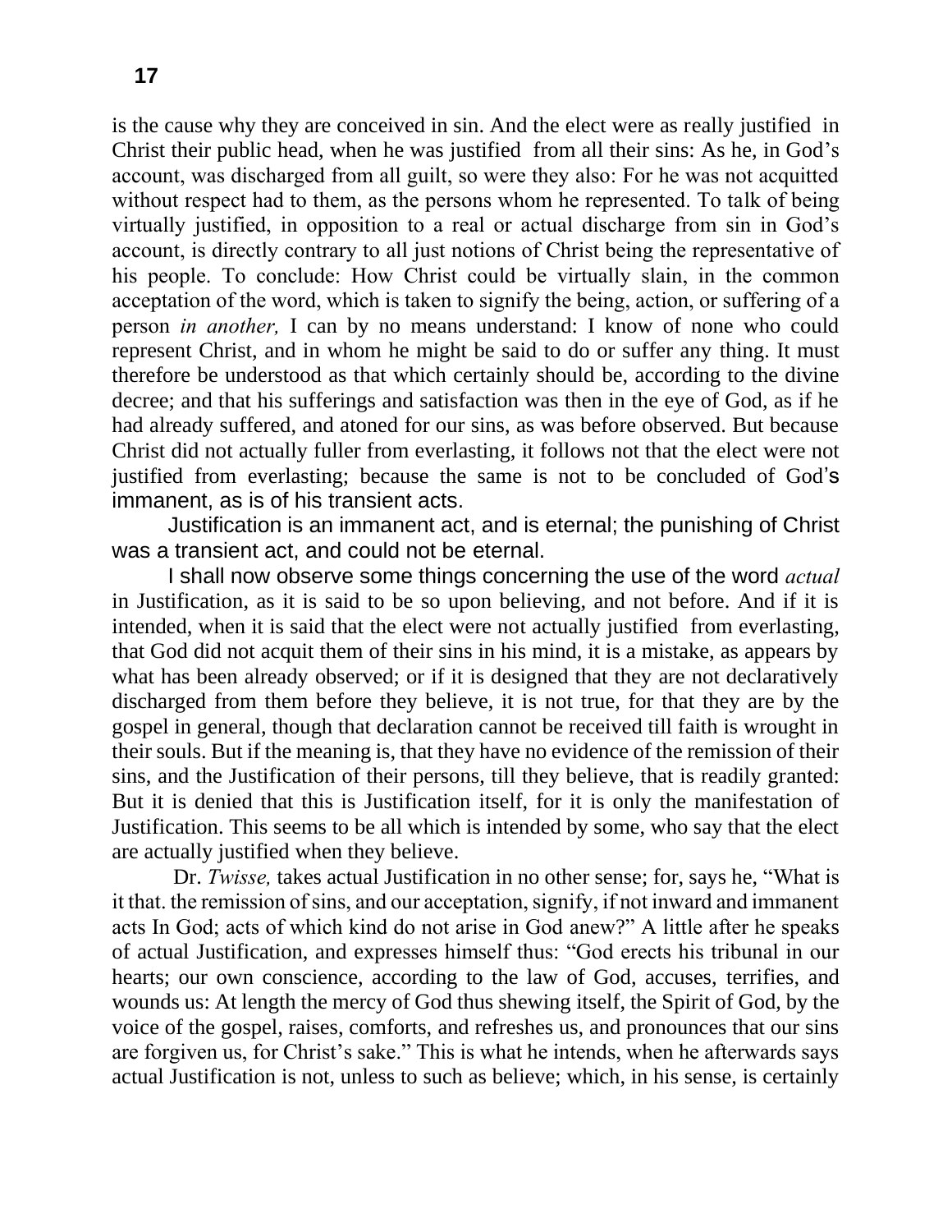is the cause why they are conceived in sin. And the elect were as really justified in Christ their public head, when he was justified from all their sins: As he, in God's account, was discharged from all guilt, so were they also: For he was not acquitted without respect had to them, as the persons whom he represented. To talk of being virtually justified, in opposition to a real or actual discharge from sin in God's account, is directly contrary to all just notions of Christ being the representative of his people. To conclude: How Christ could be virtually slain, in the common acceptation of the word, which is taken to signify the being, action, or suffering of a person *in another,* I can by no means understand: I know of none who could represent Christ, and in whom he might be said to do or suffer any thing. It must therefore be understood as that which certainly should be, according to the divine decree; and that his sufferings and satisfaction was then in the eye of God, as if he had already suffered, and atoned for our sins, as was before observed. But because Christ did not actually fuller from everlasting, it follows not that the elect were not justified from everlasting; because the same is not to be concluded of God's immanent, as is of his transient acts.

Justification is an immanent act, and is eternal; the punishing of Christ was a transient act, and could not be eternal.

I shall now observe some things concerning the use of the word *actual* in Justification, as it is said to be so upon believing, and not before. And if it is intended, when it is said that the elect were not actually justified from everlasting, that God did not acquit them of their sins in his mind, it is a mistake, as appears by what has been already observed; or if it is designed that they are not declaratively discharged from them before they believe, it is not true, for that they are by the gospel in general, though that declaration cannot be received till faith is wrought in their souls. But if the meaning is, that they have no evidence of the remission of their sins, and the Justification of their persons, till they believe, that is readily granted: But it is denied that this is Justification itself, for it is only the manifestation of Justification. This seems to be all which is intended by some, who say that the elect are actually justified when they believe.

Dr. *Twisse,* takes actual Justification in no other sense; for, says he, "What is it that. the remission of sins, and our acceptation, signify, if not inward and immanent acts In God; acts of which kind do not arise in God anew?" A little after he speaks of actual Justification, and expresses himself thus: "God erects his tribunal in our hearts; our own conscience, according to the law of God, accuses, terrifies, and wounds us: At length the mercy of God thus shewing itself, the Spirit of God, by the voice of the gospel, raises, comforts, and refreshes us, and pronounces that our sins are forgiven us, for Christ's sake." This is what he intends, when he afterwards says actual Justification is not, unless to such as believe; which, in his sense, is certainly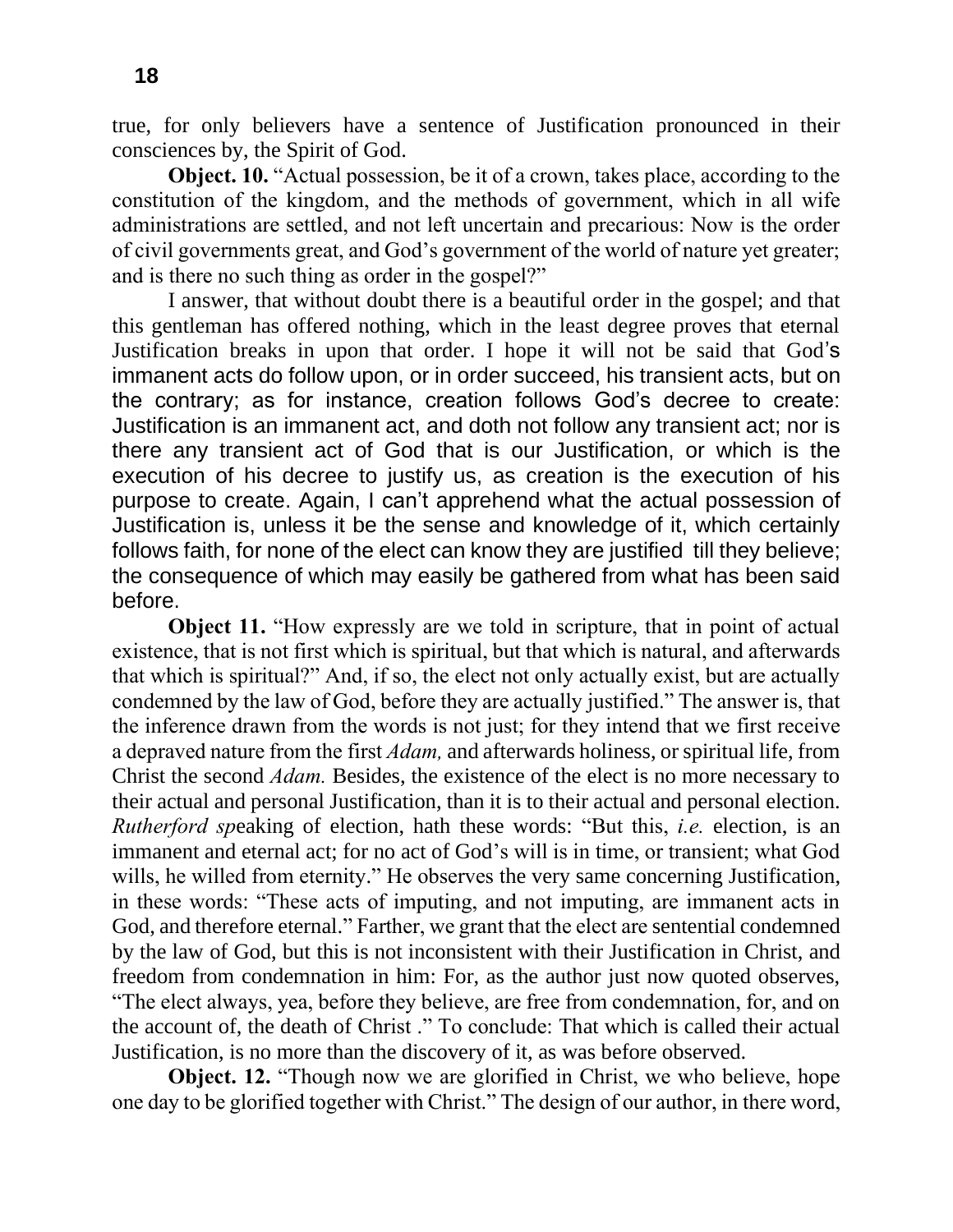true, for only believers have a sentence of Justification pronounced in their consciences by, the Spirit of God.

**Object. 10.** "Actual possession, be it of a crown, takes place, according to the constitution of the kingdom, and the methods of government, which in all wife administrations are settled, and not left uncertain and precarious: Now is the order of civil governments great, and God's government of the world of nature yet greater; and is there no such thing as order in the gospel?"

I answer, that without doubt there is a beautiful order in the gospel; and that this gentleman has offered nothing, which in the least degree proves that eternal Justification breaks in upon that order. I hope it will not be said that God's immanent acts do follow upon, or in order succeed, his transient acts, but on the contrary; as for instance, creation follows God's decree to create: Justification is an immanent act, and doth not follow any transient act; nor is there any transient act of God that is our Justification, or which is the execution of his decree to justify us, as creation is the execution of his purpose to create. Again, I can't apprehend what the actual possession of Justification is, unless it be the sense and knowledge of it, which certainly follows faith, for none of the elect can know they are justified till they believe; the consequence of which may easily be gathered from what has been said before.

**Object 11.** "How expressly are we told in scripture, that in point of actual existence, that is not first which is spiritual, but that which is natural, and afterwards that which is spiritual?" And, if so, the elect not only actually exist, but are actually condemned by the law of God, before they are actually justified." The answer is, that the inference drawn from the words is not just; for they intend that we first receive a depraved nature from the first *Adam,* and afterwards holiness, or spiritual life, from Christ the second *Adam.* Besides, the existence of the elect is no more necessary to their actual and personal Justification, than it is to their actual and personal election. *Rutherford sp*eaking of election, hath these words: "But this, *i.e.* election, is an immanent and eternal act; for no act of God's will is in time, or transient; what God wills, he willed from eternity." He observes the very same concerning Justification, in these words: "These acts of imputing, and not imputing, are immanent acts in God, and therefore eternal." Farther, we grant that the elect are sentential condemned by the law of God, but this is not inconsistent with their Justification in Christ, and freedom from condemnation in him: For, as the author just now quoted observes, "The elect always, yea, before they believe, are free from condemnation, for, and on the account of, the death of Christ ." To conclude: That which is called their actual Justification, is no more than the discovery of it, as was before observed.

**Object. 12.** "Though now we are glorified in Christ, we who believe, hope one day to be glorified together with Christ." The design of our author, in there word,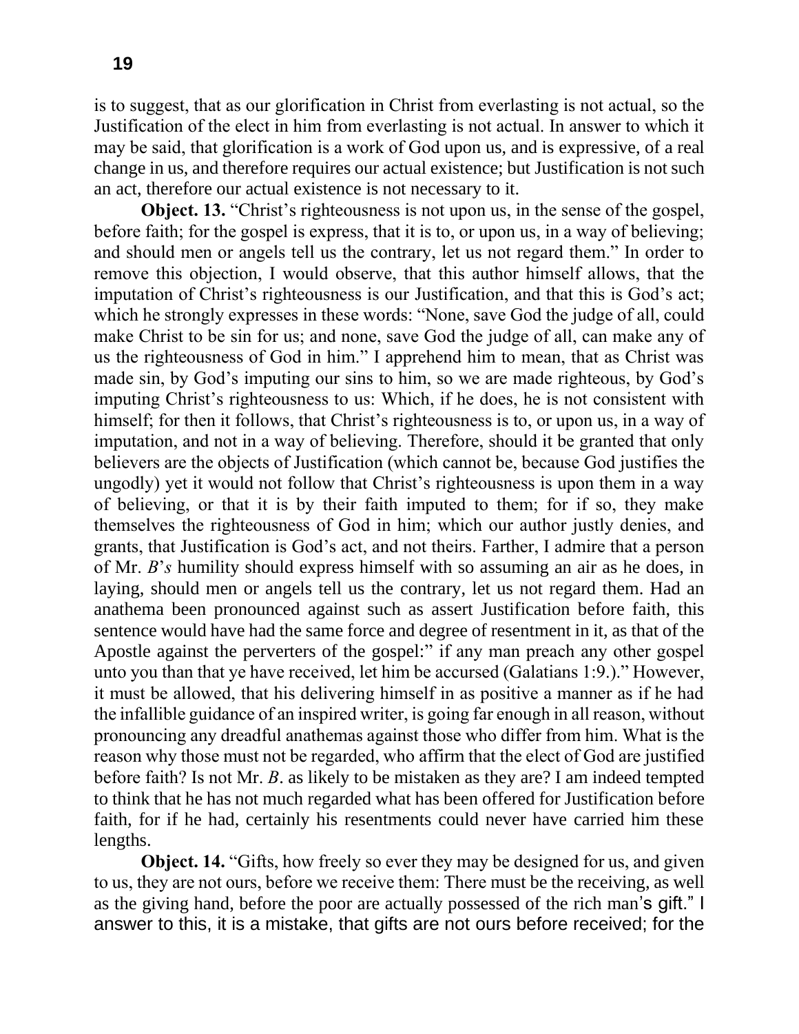is to suggest, that as our glorification in Christ from everlasting is not actual, so the Justification of the elect in him from everlasting is not actual. In answer to which it may be said, that glorification is a work of God upon us, and is expressive, of a real change in us, and therefore requires our actual existence; but Justification is not such an act, therefore our actual existence is not necessary to it.

**Object. 13.** "Christ's righteousness is not upon us, in the sense of the gospel, before faith; for the gospel is express, that it is to, or upon us, in a way of believing; and should men or angels tell us the contrary, let us not regard them." In order to remove this objection, I would observe, that this author himself allows, that the imputation of Christ's righteousness is our Justification, and that this is God's act; which he strongly expresses in these words: "None, save God the judge of all, could make Christ to be sin for us; and none, save God the judge of all, can make any of us the righteousness of God in him." I apprehend him to mean, that as Christ was made sin, by God's imputing our sins to him, so we are made righteous, by God's imputing Christ's righteousness to us: Which, if he does, he is not consistent with himself; for then it follows, that Christ's righteousness is to, or upon us, in a way of imputation, and not in a way of believing. Therefore, should it be granted that only believers are the objects of Justification (which cannot be, because God justifies the ungodly) yet it would not follow that Christ's righteousness is upon them in a way of believing, or that it is by their faith imputed to them; for if so, they make themselves the righteousness of God in him; which our author justly denies, and grants, that Justification is God's act, and not theirs. Farther, I admire that a person of Mr. *B's* humility should express himself with so assuming an air as he does, in laying, should men or angels tell us the contrary, let us not regard them. Had an anathema been pronounced against such as assert Justification before faith, this sentence would have had the same force and degree of resentment in it, as that of the Apostle against the perverters of the gospel:" if any man preach any other gospel unto you than that ye have received, let him be accursed (Galatians 1:9.)." However, it must be allowed, that his delivering himself in as positive a manner as if he had the infallible guidance of an inspired writer, is going far enough in all reason, without pronouncing any dreadful anathemas against those who differ from him. What is the reason why those must not be regarded, who affirm that the elect of God are justified before faith? Is not Mr. *B*. as likely to be mistaken as they are? I am indeed tempted to think that he has not much regarded what has been offered for Justification before faith, for if he had, certainly his resentments could never have carried him these lengths.

**Object. 14.** "Gifts, how freely so ever they may be designed for us, and given to us, they are not ours, before we receive them: There must be the receiving, as well as the giving hand, before the poor are actually possessed of the rich man's gift." I answer to this, it is a mistake, that gifts are not ours before received; for the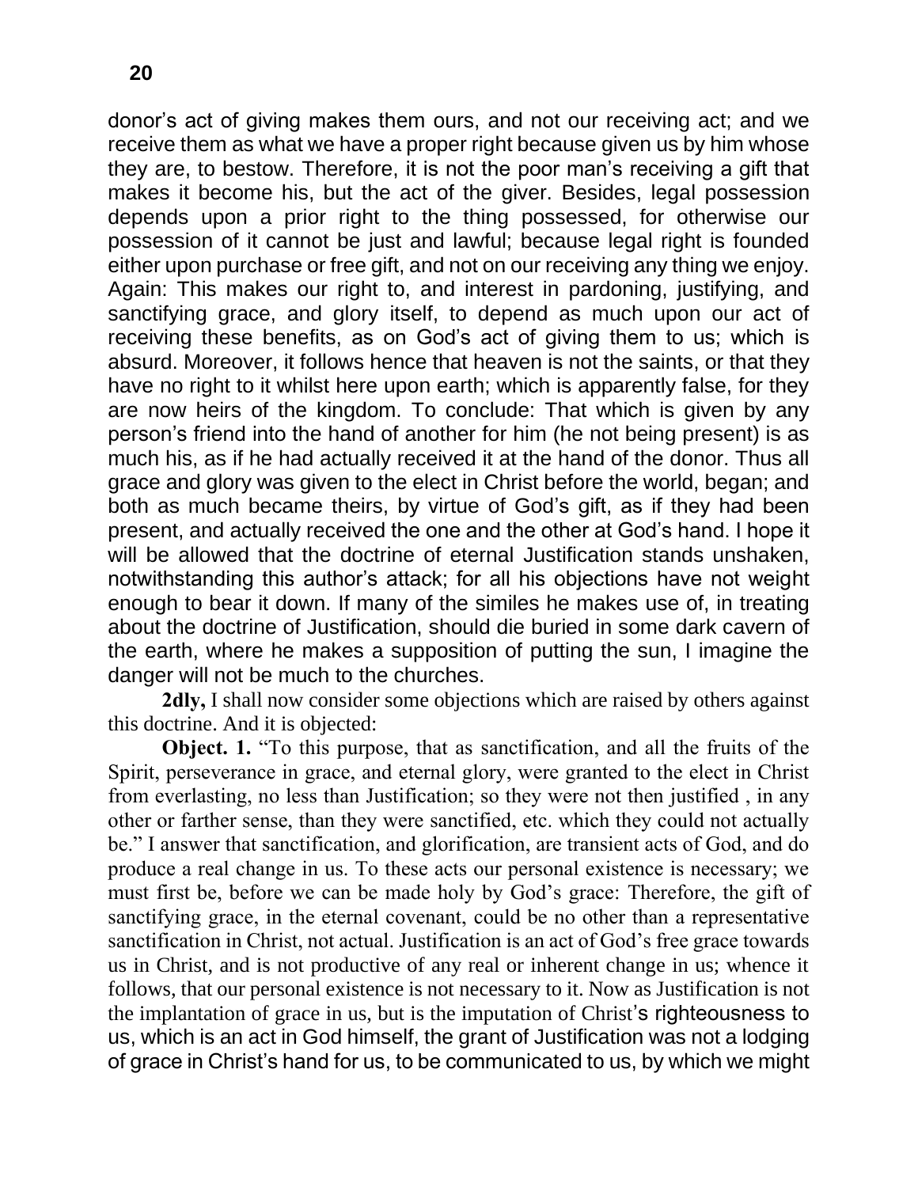donor's act of giving makes them ours, and not our receiving act; and we receive them as what we have a proper right because given us by him whose they are, to bestow. Therefore, it is not the poor man's receiving a gift that makes it become his, but the act of the giver. Besides, legal possession depends upon a prior right to the thing possessed, for otherwise our possession of it cannot be just and lawful; because legal right is founded either upon purchase or free gift, and not on our receiving any thing we enjoy. Again: This makes our right to, and interest in pardoning, justifying, and sanctifying grace, and glory itself, to depend as much upon our act of receiving these benefits, as on God's act of giving them to us; which is absurd. Moreover, it follows hence that heaven is not the saints, or that they have no right to it whilst here upon earth; which is apparently false, for they are now heirs of the kingdom. To conclude: That which is given by any person's friend into the hand of another for him (he not being present) is as much his, as if he had actually received it at the hand of the donor. Thus all grace and glory was given to the elect in Christ before the world, began; and both as much became theirs, by virtue of God's gift, as if they had been present, and actually received the one and the other at God's hand. I hope it will be allowed that the doctrine of eternal Justification stands unshaken, notwithstanding this author's attack; for all his objections have not weight enough to bear it down. If many of the similes he makes use of, in treating about the doctrine of Justification, should die buried in some dark cavern of the earth, where he makes a supposition of putting the sun, I imagine the danger will not be much to the churches.

**2dly,** I shall now consider some objections which are raised by others against this doctrine. And it is objected:

**Object. 1.** "To this purpose, that as sanctification, and all the fruits of the Spirit, perseverance in grace, and eternal glory, were granted to the elect in Christ from everlasting, no less than Justification; so they were not then justified , in any other or farther sense, than they were sanctified, etc. which they could not actually be." I answer that sanctification, and glorification, are transient acts of God, and do produce a real change in us. To these acts our personal existence is necessary; we must first be, before we can be made holy by God's grace: Therefore, the gift of sanctifying grace, in the eternal covenant, could be no other than a representative sanctification in Christ, not actual. Justification is an act of God's free grace towards us in Christ, and is not productive of any real or inherent change in us; whence it follows, that our personal existence is not necessary to it. Now as Justification is not the implantation of grace in us, but is the imputation of Christ's righteousness to us, which is an act in God himself, the grant of Justification was not a lodging of grace in Christ's hand for us, to be communicated to us, by which we might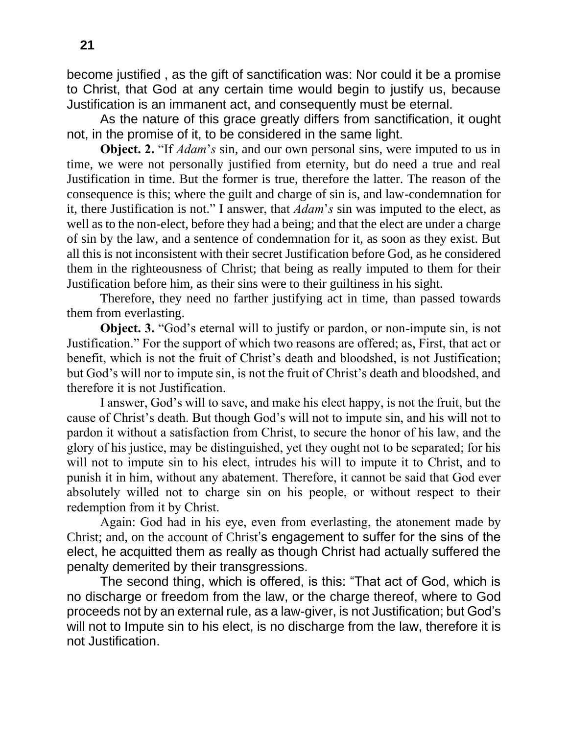become justified , as the gift of sanctification was: Nor could it be a promise to Christ, that God at any certain time would begin to justify us, because Justification is an immanent act, and consequently must be eternal.

As the nature of this grace greatly differs from sanctification, it ought not, in the promise of it, to be considered in the same light.

**Object. 2.** "If *Adam*'*s* sin, and our own personal sins, were imputed to us in time, we were not personally justified from eternity, but do need a true and real Justification in time. But the former is true, therefore the latter. The reason of the consequence is this; where the guilt and charge of sin is, and law-condemnation for it, there Justification is not." I answer, that *Adam*'*s* sin was imputed to the elect, as well as to the non-elect, before they had a being; and that the elect are under a charge of sin by the law, and a sentence of condemnation for it, as soon as they exist. But all this is not inconsistent with their secret Justification before God, as he considered them in the righteousness of Christ; that being as really imputed to them for their Justification before him, as their sins were to their guiltiness in his sight.

Therefore, they need no farther justifying act in time, than passed towards them from everlasting.

**Object. 3.** "God's eternal will to justify or pardon, or non-impute sin, is not Justification." For the support of which two reasons are offered; as, First, that act or benefit, which is not the fruit of Christ's death and bloodshed, is not Justification; but God's will nor to impute sin, is not the fruit of Christ's death and bloodshed, and therefore it is not Justification.

I answer, God's will to save, and make his elect happy, is not the fruit, but the cause of Christ's death. But though God's will not to impute sin, and his will not to pardon it without a satisfaction from Christ, to secure the honor of his law, and the glory of his justice, may be distinguished, yet they ought not to be separated; for his will not to impute sin to his elect, intrudes his will to impute it to Christ, and to punish it in him, without any abatement. Therefore, it cannot be said that God ever absolutely willed not to charge sin on his people, or without respect to their redemption from it by Christ.

Again: God had in his eye, even from everlasting, the atonement made by Christ; and, on the account of Christ's engagement to suffer for the sins of the elect, he acquitted them as really as though Christ had actually suffered the penalty demerited by their transgressions.

The second thing, which is offered, is this: "That act of God, which is no discharge or freedom from the law, or the charge thereof, where to God proceeds not by an external rule, as a law-giver, is not Justification; but God's will not to Impute sin to his elect, is no discharge from the law, therefore it is not Justification.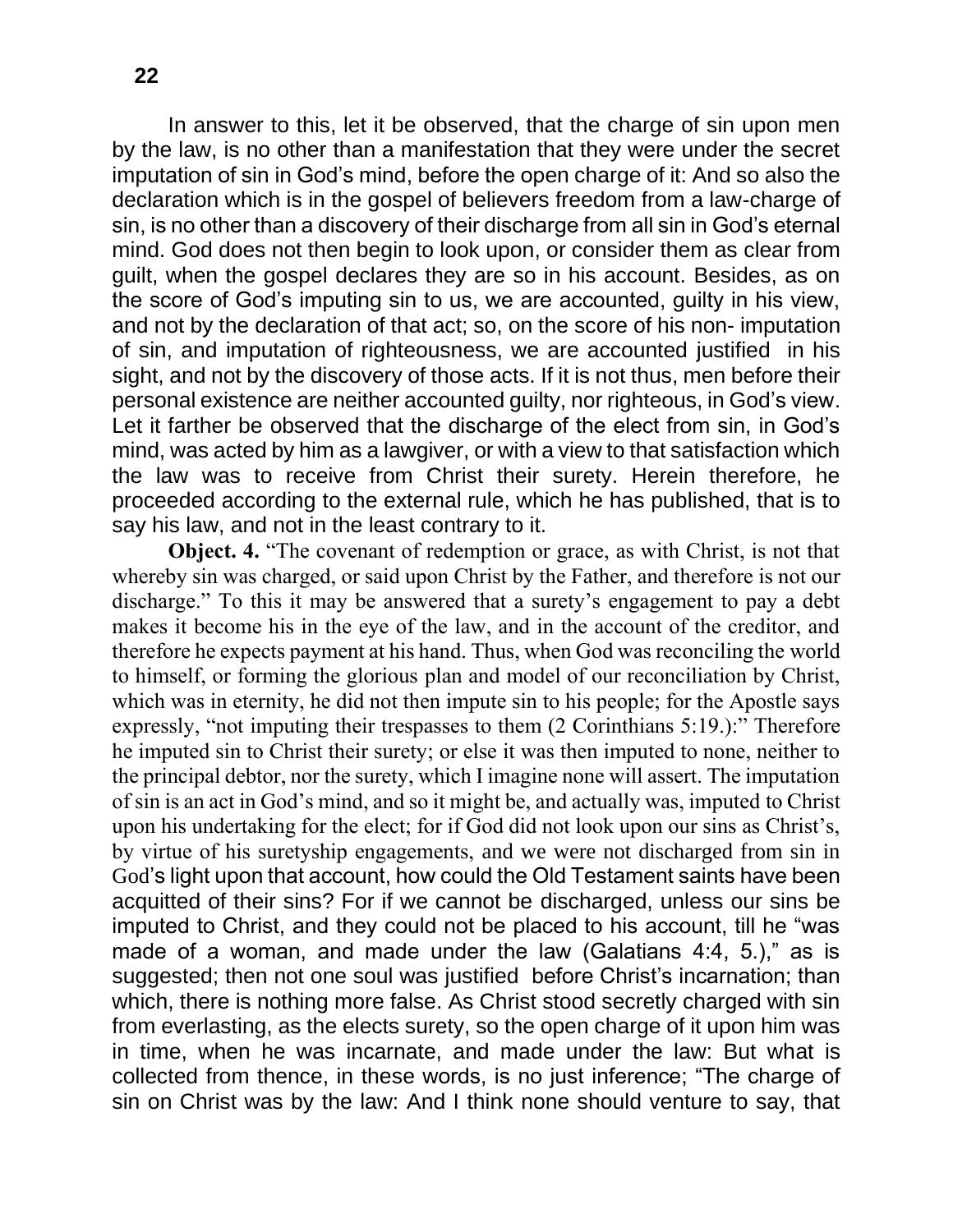In answer to this, let it be observed, that the charge of sin upon men by the law, is no other than a manifestation that they were under the secret imputation of sin in God's mind, before the open charge of it: And so also the declaration which is in the gospel of believers freedom from a law-charge of sin, is no other than a discovery of their discharge from all sin in God's eternal mind. God does not then begin to look upon, or consider them as clear from guilt, when the gospel declares they are so in his account. Besides, as on the score of God's imputing sin to us, we are accounted, guilty in his view, and not by the declaration of that act; so, on the score of his non- imputation of sin, and imputation of righteousness, we are accounted justified in his sight, and not by the discovery of those acts. If it is not thus, men before their personal existence are neither accounted guilty, nor righteous, in God's view. Let it farther be observed that the discharge of the elect from sin, in God's mind, was acted by him as a lawgiver, or with a view to that satisfaction which the law was to receive from Christ their surety. Herein therefore, he proceeded according to the external rule, which he has published, that is to say his law, and not in the least contrary to it.

**Object. 4.** "The covenant of redemption or grace, as with Christ, is not that whereby sin was charged, or said upon Christ by the Father, and therefore is not our discharge." To this it may be answered that a surety's engagement to pay a debt makes it become his in the eye of the law, and in the account of the creditor, and therefore he expects payment at his hand. Thus, when God was reconciling the world to himself, or forming the glorious plan and model of our reconciliation by Christ, which was in eternity, he did not then impute sin to his people; for the Apostle says expressly, "not imputing their trespasses to them (2 Corinthians 5:19.):" Therefore he imputed sin to Christ their surety; or else it was then imputed to none, neither to the principal debtor, nor the surety, which I imagine none will assert. The imputation of sin is an act in God's mind, and so it might be, and actually was, imputed to Christ upon his undertaking for the elect; for if God did not look upon our sins as Christ's, by virtue of his suretyship engagements, and we were not discharged from sin in God's light upon that account, how could the Old Testament saints have been acquitted of their sins? For if we cannot be discharged, unless our sins be imputed to Christ, and they could not be placed to his account, till he "was made of a woman, and made under the law (Galatians 4:4, 5.)," as is suggested; then not one soul was justified before Christ's incarnation; than which, there is nothing more false. As Christ stood secretly charged with sin from everlasting, as the elects surety, so the open charge of it upon him was in time, when he was incarnate, and made under the law: But what is collected from thence, in these words, is no just inference; "The charge of sin on Christ was by the law: And I think none should venture to say, that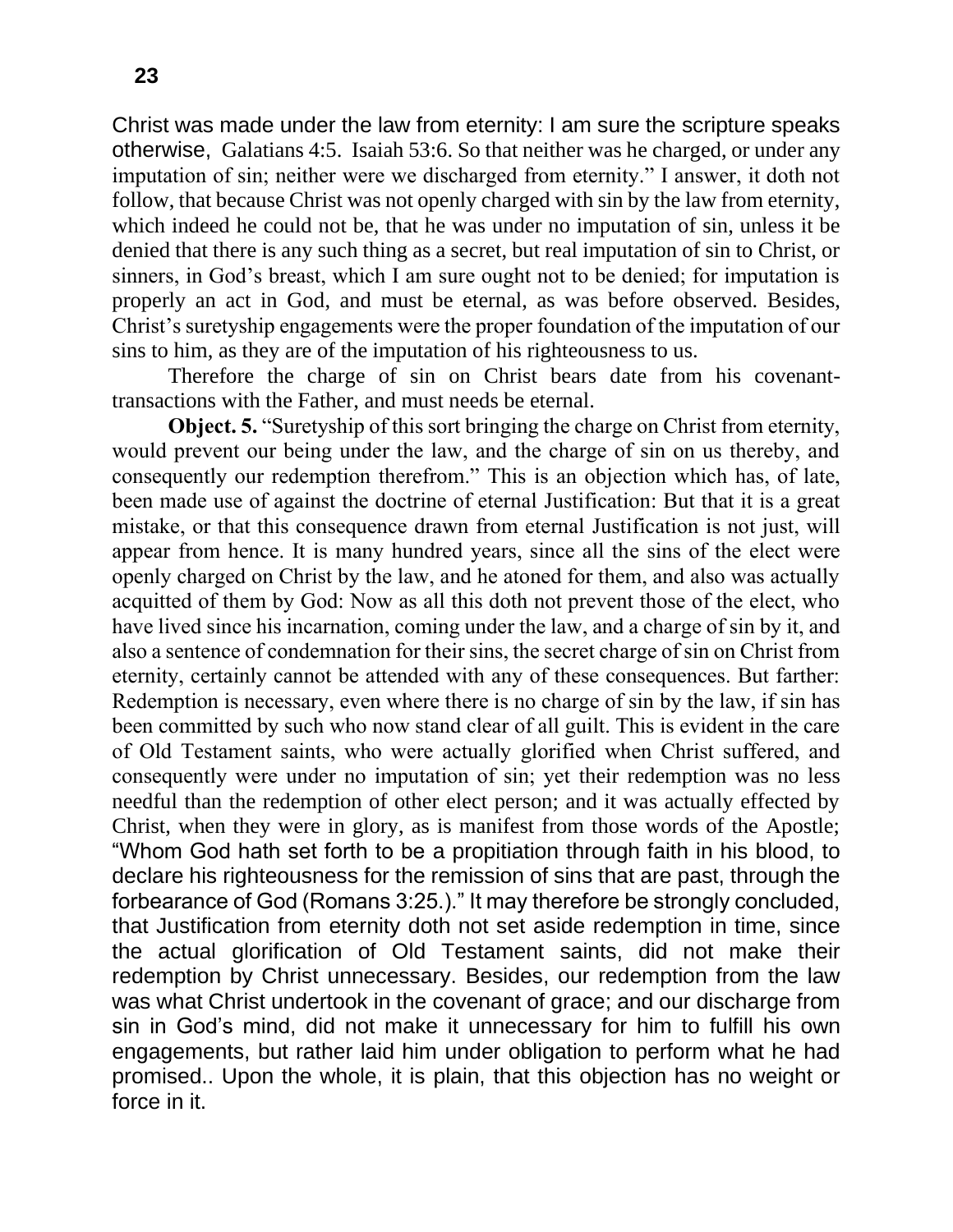Christ was made under the law from eternity: I am sure the scripture speaks otherwise, Galatians 4:5. Isaiah 53:6. So that neither was he charged, or under any imputation of sin; neither were we discharged from eternity." I answer, it doth not follow, that because Christ was not openly charged with sin by the law from eternity, which indeed he could not be, that he was under no imputation of sin, unless it be denied that there is any such thing as a secret, but real imputation of sin to Christ, or sinners, in God's breast, which I am sure ought not to be denied; for imputation is properly an act in God, and must be eternal, as was before observed. Besides, Christ's suretyship engagements were the proper foundation of the imputation of our sins to him, as they are of the imputation of his righteousness to us.

Therefore the charge of sin on Christ bears date from his covenant-transactions with the Father, and must needs be eternal.

**Object. 5.** "Suretyship of this sort bringing the charge on Christ from eternity, would prevent our being under the law, and the charge of sin on us thereby, and consequently our redemption therefrom." This is an objection which has, of late, been made use of against the doctrine of eternal Justification: But that it is a great mistake, or that this consequence drawn from eternal Justification is not just, will appear from hence. It is many hundred years, since all the sins of the elect were openly charged on Christ by the law, and he atoned for them, and also was actually acquitted of them by God: Now as all this doth not prevent those of the elect, who have lived since his incarnation, coming under the law, and a charge of sin by it, and also a sentence of condemnation for their sins, the secret charge of sin on Christ from eternity, certainly cannot be attended with any of these consequences. But farther: Redemption is necessary, even where there is no charge of sin by the law, if sin has been committed by such who now stand clear of all guilt. This is evident in the care of Old Testament saints, who were actually glorified when Christ suffered, and consequently were under no imputation of sin; yet their redemption was no less needful than the redemption of other elect person; and it was actually effected by Christ, when they were in glory, as is manifest from those words of the Apostle; "Whom God hath set forth to be a propitiation through faith in his blood, to declare his righteousness for the remission of sins that are past, through the forbearance of God (Romans 3:25.)." It may therefore be strongly concluded, that Justification from eternity doth not set aside redemption in time, since the actual glorification of Old Testament saints, did not make their redemption by Christ unnecessary. Besides, our redemption from the law was what Christ undertook in the covenant of grace; and our discharge from sin in God's mind, did not make it unnecessary for him to fulfill his own engagements, but rather laid him under obligation to perform what he had promised.. Upon the whole, it is plain, that this objection has no weight or force in it.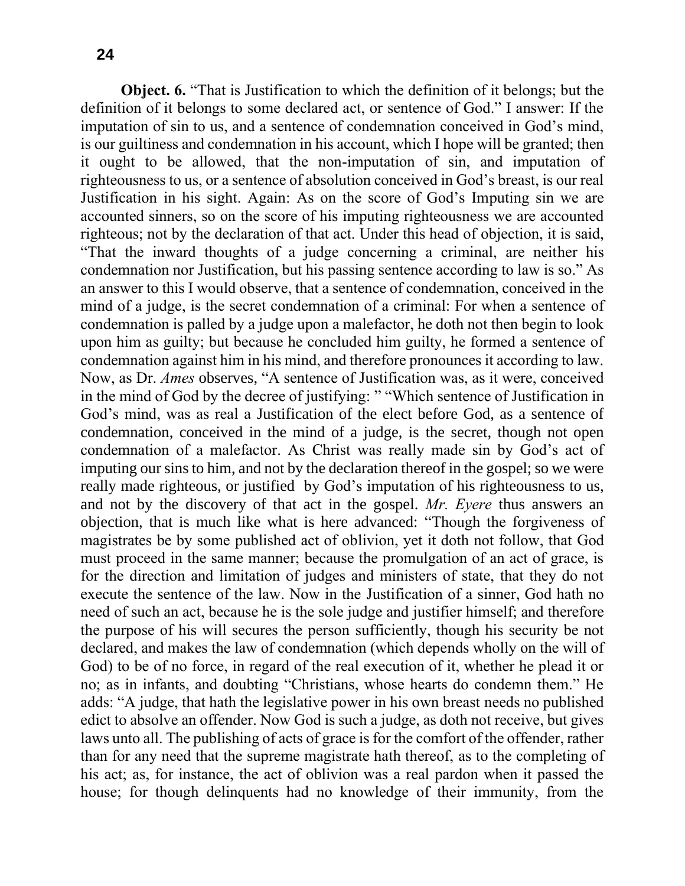**Object. 6.** "That is Justification to which the definition of it belongs; but the definition of it belongs to some declared act, or sentence of God." I answer: If the imputation of sin to us, and a sentence of condemnation conceived in God's mind, is our guiltiness and condemnation in his account, which I hope will be granted; then it ought to be allowed, that the non-imputation of sin, and imputation of righteousness to us, or a sentence of absolution conceived in God's breast, is our real Justification in his sight. Again: As on the score of God's Imputing sin we are accounted sinners, so on the score of his imputing righteousness we are accounted righteous; not by the declaration of that act. Under this head of objection, it is said, "That the inward thoughts of a judge concerning a criminal, are neither his condemnation nor Justification, but his passing sentence according to law is so." As an answer to this I would observe, that a sentence of condemnation, conceived in the mind of a judge, is the secret condemnation of a criminal: For when a sentence of condemnation is palled by a judge upon a malefactor, he doth not then begin to look upon him as guilty; but because he concluded him guilty, he formed a sentence of condemnation against him in his mind, and therefore pronounces it according to law. Now, as Dr. *Ames* observes, "A sentence of Justification was, as it were, conceived in the mind of God by the decree of justifying: " "Which sentence of Justification in God's mind, was as real a Justification of the elect before God, as a sentence of condemnation, conceived in the mind of a judge, is the secret, though not open condemnation of a malefactor. As Christ was really made sin by God's act of imputing our sins to him, and not by the declaration thereof in the gospel; so we were really made righteous, or justified by God's imputation of his righteousness to us, and not by the discovery of that act in the gospel. *Mr. Eyere* thus answers an objection, that is much like what is here advanced: "Though the forgiveness of magistrates be by some published act of oblivion, yet it doth not follow, that God must proceed in the same manner; because the promulgation of an act of grace, is for the direction and limitation of judges and ministers of state, that they do not execute the sentence of the law. Now in the Justification of a sinner, God hath no need of such an act, because he is the sole judge and justifier himself; and therefore the purpose of his will secures the person sufficiently, though his security be not declared, and makes the law of condemnation (which depends wholly on the will of God) to be of no force, in regard of the real execution of it, whether he plead it or no; as in infants, and doubting "Christians, whose hearts do condemn them." He adds: "A judge, that hath the legislative power in his own breast needs no published edict to absolve an offender. Now God is such a judge, as doth not receive, but gives laws unto all. The publishing of acts of grace is for the comfort of the offender, rather than for any need that the supreme magistrate hath thereof, as to the completing of his act; as, for instance, the act of oblivion was a real pardon when it passed the house; for though delinquents had no knowledge of their immunity, from the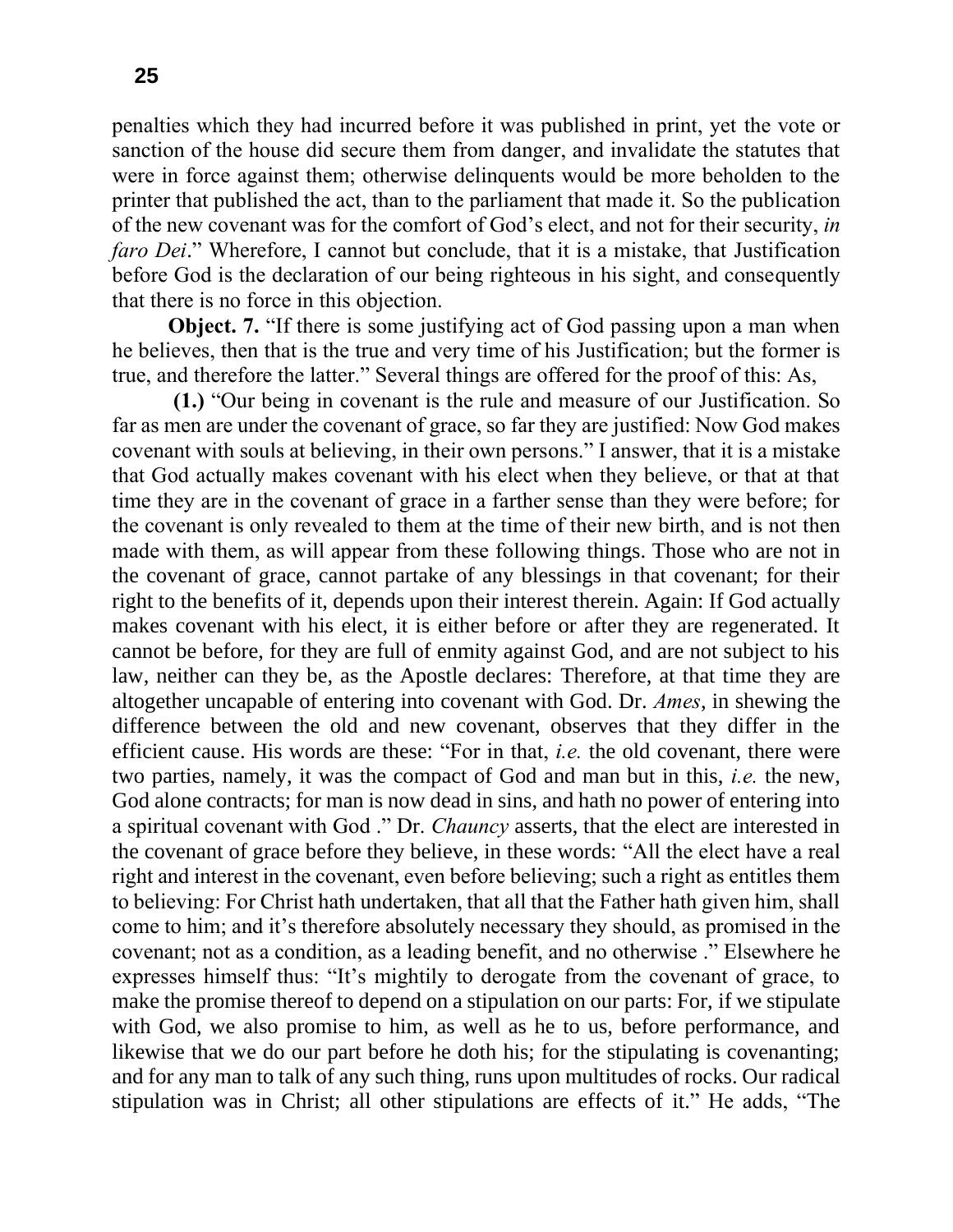penalties which they had incurred before it was published in print, yet the vote or sanction of the house did secure them from danger, and invalidate the statutes that were in force against them; otherwise delinquents would be more beholden to the printer that published the act, than to the parliament that made it. So the publication of the new covenant was for the comfort of God's elect, and not for their security, *in faro Dei*." Wherefore, I cannot but conclude, that it is a mistake, that Justification before God is the declaration of our being righteous in his sight, and consequently that there is no force in this objection.

**Object. 7.** "If there is some justifying act of God passing upon a man when he believes, then that is the true and very time of his Justification; but the former is true, and therefore the latter." Several things are offered for the proof of this: As,

**(1.)** "Our being in covenant is the rule and measure of our Justification. So far as men are under the covenant of grace, so far they are justified: Now God makes covenant with souls at believing, in their own persons." I answer, that it is a mistake that God actually makes covenant with his elect when they believe, or that at that time they are in the covenant of grace in a farther sense than they were before; for the covenant is only revealed to them at the time of their new birth, and is not then made with them, as will appear from these following things. Those who are not in the covenant of grace, cannot partake of any blessings in that covenant; for their right to the benefits of it, depends upon their interest therein. Again: If God actually makes covenant with his elect, it is either before or after they are regenerated. It cannot be before, for they are full of enmity against God, and are not subject to his law, neither can they be, as the Apostle declares: Therefore, at that time they are altogether uncapable of entering into covenant with God. Dr. *Ames*, in shewing the difference between the old and new covenant, observes that they differ in the efficient cause. His words are these: "For in that, *i.e.* the old covenant, there were two parties, namely, it was the compact of God and man but in this, *i.e.* the new, God alone contracts; for man is now dead in sins, and hath no power of entering into a spiritual covenant with God ." Dr. *Chauncy* asserts, that the elect are interested in the covenant of grace before they believe, in these words: "All the elect have a real right and interest in the covenant, even before believing; such a right as entitles them to believing: For Christ hath undertaken, that all that the Father hath given him, shall come to him; and it's therefore absolutely necessary they should, as promised in the covenant; not as a condition, as a leading benefit, and no otherwise ." Elsewhere he expresses himself thus: "It's mightily to derogate from the covenant of grace, to make the promise thereof to depend on a stipulation on our parts: For, if we stipulate with God, we also promise to him, as well as he to us, before performance, and likewise that we do our part before he doth his; for the stipulating is covenanting; and for any man to talk of any such thing, runs upon multitudes of rocks. Our radical stipulation was in Christ; all other stipulations are effects of it." He adds, "The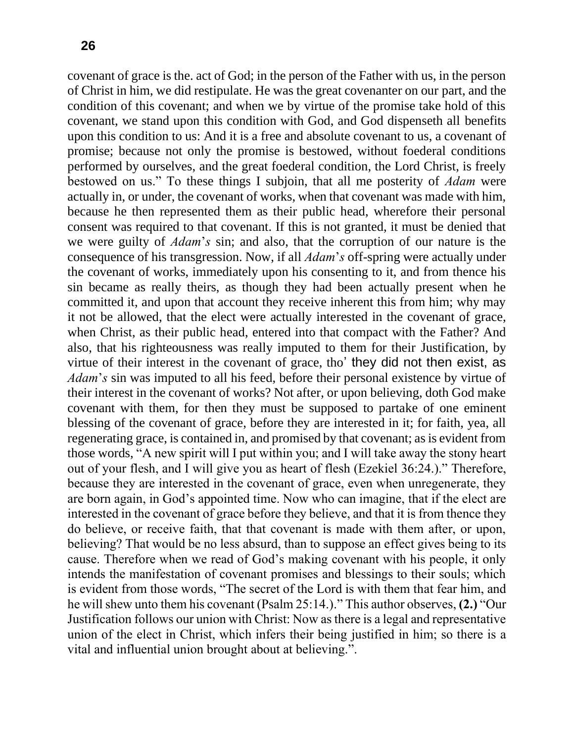covenant of grace is the. act of God; in the person of the Father with us, in the person of Christ in him, we did restipulate. He was the great covenanter on our part, and the condition of this covenant; and when we by virtue of the promise take hold of this covenant, we stand upon this condition with God, and God dispenseth all benefits upon this condition to us: And it is a free and absolute covenant to us, a covenant of promise; because not only the promise is bestowed, without foederal conditions performed by ourselves, and the great foederal condition, the Lord Christ, is freely bestowed on us." To these things I subjoin, that all me posterity of *Adam* were actually in, or under, the covenant of works, when that covenant was made with him, because he then represented them as their public head, wherefore their personal consent was required to that covenant. If this is not granted, it must be denied that we were guilty of *Adam*'*s* sin; and also, that the corruption of our nature is the consequence of his transgression. Now, if all *Adam*'*s* off-spring were actually under the covenant of works, immediately upon his consenting to it, and from thence his sin became as really theirs, as though they had been actually present when he committed it, and upon that account they receive inherent this from him; why may it not be allowed, that the elect were actually interested in the covenant of grace, when Christ, as their public head, entered into that compact with the Father? And also, that his righteousness was really imputed to them for their Justification, by virtue of their interest in the covenant of grace, tho' they did not then exist, as *Adam*'*s* sin was imputed to all his feed, before their personal existence by virtue of their interest in the covenant of works? Not after, or upon believing, doth God make covenant with them, for then they must be supposed to partake of one eminent blessing of the covenant of grace, before they are interested in it; for faith, yea, all regenerating grace, is contained in, and promised by that covenant; as is evident from those words, "A new spirit will I put within you; and I will take away the stony heart out of your flesh, and I will give you as heart of flesh (Ezekiel 36:24.)." Therefore, because they are interested in the covenant of grace, even when unregenerate, they are born again, in God's appointed time. Now who can imagine, that if the elect are interested in the covenant of grace before they believe, and that it is from thence they do believe, or receive faith, that that covenant is made with them after, or upon, believing? That would be no less absurd, than to suppose an effect gives being to its cause. Therefore when we read of God's making covenant with his people, it only intends the manifestation of covenant promises and blessings to their souls; which is evident from those words, "The secret of the Lord is with them that fear him, and he will shew unto them his covenant (Psalm 25:14.)." This author observes, **(2.)** "Our Justification follows our union with Christ: Now as there is a legal and representative union of the elect in Christ, which infers their being justified in him; so there is a vital and influential union brought about at believing.".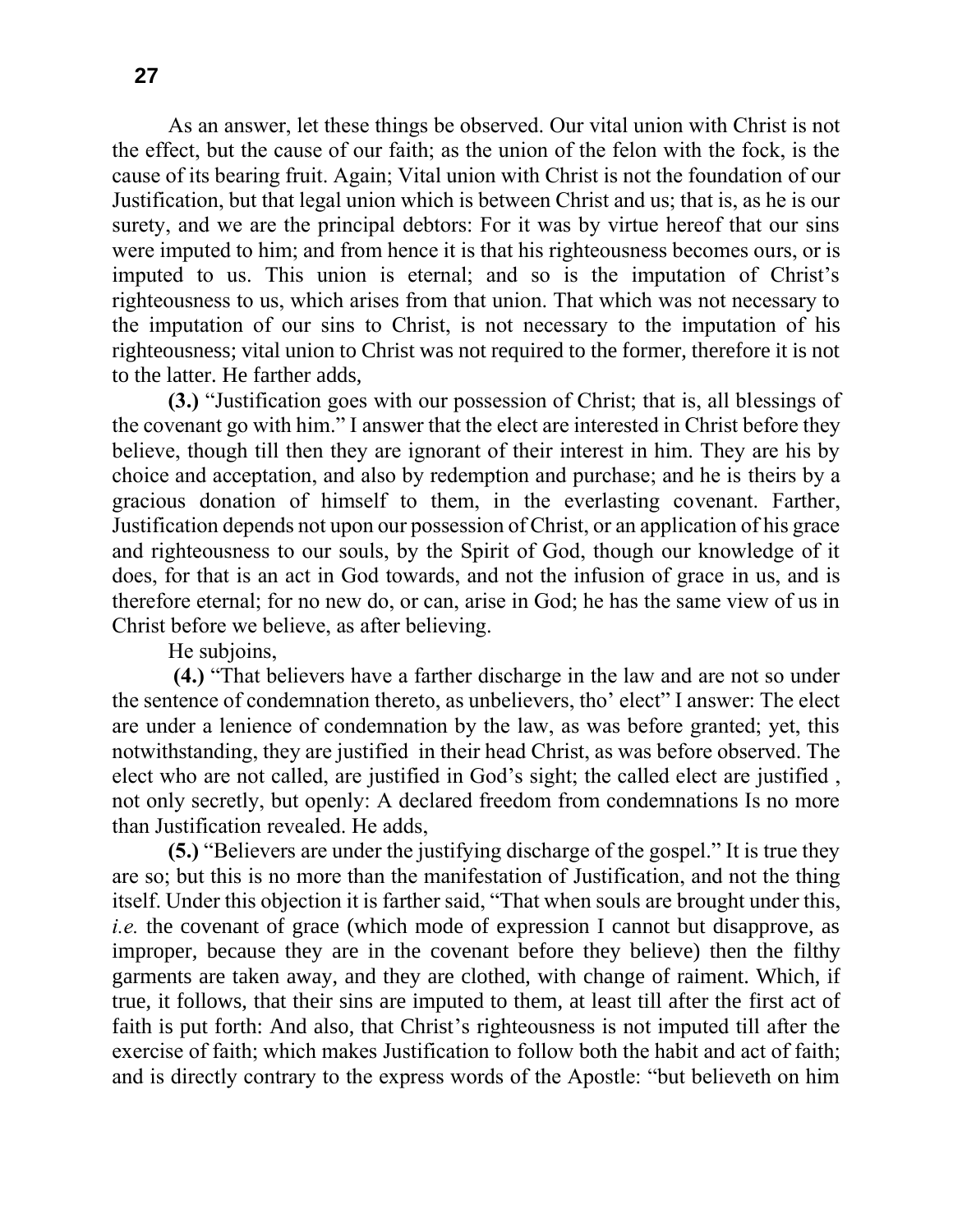As an answer, let these things be observed. Our vital union with Christ is not the effect, but the cause of our faith; as the union of the felon with the fock, is the cause of its bearing fruit. Again; Vital union with Christ is not the foundation of our Justification, but that legal union which is between Christ and us; that is, as he is our surety, and we are the principal debtors: For it was by virtue hereof that our sins were imputed to him; and from hence it is that his righteousness becomes ours, or is imputed to us. This union is eternal; and so is the imputation of Christ's righteousness to us, which arises from that union. That which was not necessary to the imputation of our sins to Christ, is not necessary to the imputation of his righteousness; vital union to Christ was not required to the former, therefore it is not to the latter. He farther adds,

**(3.)** "Justification goes with our possession of Christ; that is, all blessings of the covenant go with him." I answer that the elect are interested in Christ before they believe, though till then they are ignorant of their interest in him. They are his by choice and acceptation, and also by redemption and purchase; and he is theirs by a gracious donation of himself to them, in the everlasting covenant. Farther, Justification depends not upon our possession of Christ, or an application of his grace and righteousness to our souls, by the Spirit of God, though our knowledge of it does, for that is an act in God towards, and not the infusion of grace in us, and is therefore eternal; for no new do, or can, arise in God; he has the same view of us in Christ before we believe, as after believing.

He subjoins,

**(4.)** "That believers have a farther discharge in the law and are not so under the sentence of condemnation thereto, as unbelievers, tho' elect" I answer: The elect are under a lenience of condemnation by the law, as was before granted; yet, this notwithstanding, they are justified in their head Christ, as was before observed. The elect who are not called, are justified in God's sight; the called elect are justified , not only secretly, but openly: A declared freedom from condemnations Is no more than Justification revealed. He adds,

**(5.)** "Believers are under the justifying discharge of the gospel." It is true they are so; but this is no more than the manifestation of Justification, and not the thing itself. Under this objection it is farther said, "That when souls are brought under this, *i.e.* the covenant of grace (which mode of expression I cannot but disapprove, as improper, because they are in the covenant before they believe) then the filthy garments are taken away, and they are clothed, with change of raiment. Which, if true, it follows, that their sins are imputed to them, at least till after the first act of faith is put forth: And also, that Christ's righteousness is not imputed till after the exercise of faith; which makes Justification to follow both the habit and act of faith; and is directly contrary to the express words of the Apostle: "but believeth on him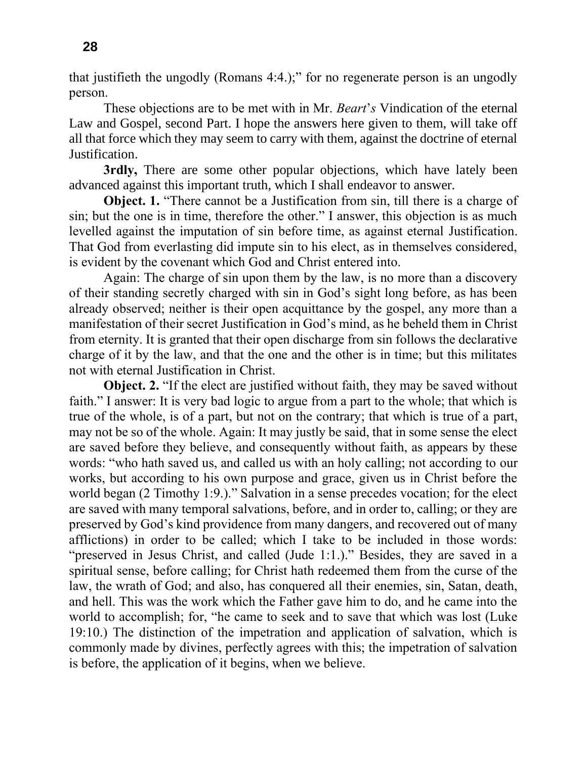that justifieth the ungodly (Romans 4:4.);" for no regenerate person is an ungodly person.

These objections are to be met with in Mr. *Beart*'*s* Vindication of the eternal Law and Gospel, second Part. I hope the answers here given to them, will take off all that force which they may seem to carry with them, against the doctrine of eternal Justification.

**3rdly,** There are some other popular objections, which have lately been advanced against this important truth, which I shall endeavor to answer.

**Object. 1.** "There cannot be a Justification from sin, till there is a charge of sin; but the one is in time, therefore the other." I answer, this objection is as much levelled against the imputation of sin before time, as against eternal Justification. That God from everlasting did impute sin to his elect, as in themselves considered, is evident by the covenant which God and Christ entered into.

Again: The charge of sin upon them by the law, is no more than a discovery of their standing secretly charged with sin in God's sight long before, as has been already observed; neither is their open acquittance by the gospel, any more than a manifestation of their secret Justification in God's mind, as he beheld them in Christ from eternity. It is granted that their open discharge from sin follows the declarative charge of it by the law, and that the one and the other is in time; but this militates not with eternal Justification in Christ.

**Object. 2.** "If the elect are justified without faith, they may be saved without faith." I answer: It is very bad logic to argue from a part to the whole; that which is true of the whole, is of a part, but not on the contrary; that which is true of a part, may not be so of the whole. Again: It may justly be said, that in some sense the elect are saved before they believe, and consequently without faith, as appears by these words: "who hath saved us, and called us with an holy calling; not according to our works, but according to his own purpose and grace, given us in Christ before the world began (2 Timothy 1:9.)." Salvation in a sense precedes vocation; for the elect are saved with many temporal salvations, before, and in order to, calling; or they are preserved by God's kind providence from many dangers, and recovered out of many afflictions) in order to be called; which I take to be included in those words: "preserved in Jesus Christ, and called (Jude 1:1.)." Besides, they are saved in a spiritual sense, before calling; for Christ hath redeemed them from the curse of the law, the wrath of God; and also, has conquered all their enemies, sin, Satan, death, and hell. This was the work which the Father gave him to do, and he came into the world to accomplish; for, "he came to seek and to save that which was lost (Luke 19:10.) The distinction of the impetration and application of salvation, which is commonly made by divines, perfectly agrees with this; the impetration of salvation is before, the application of it begins, when we believe.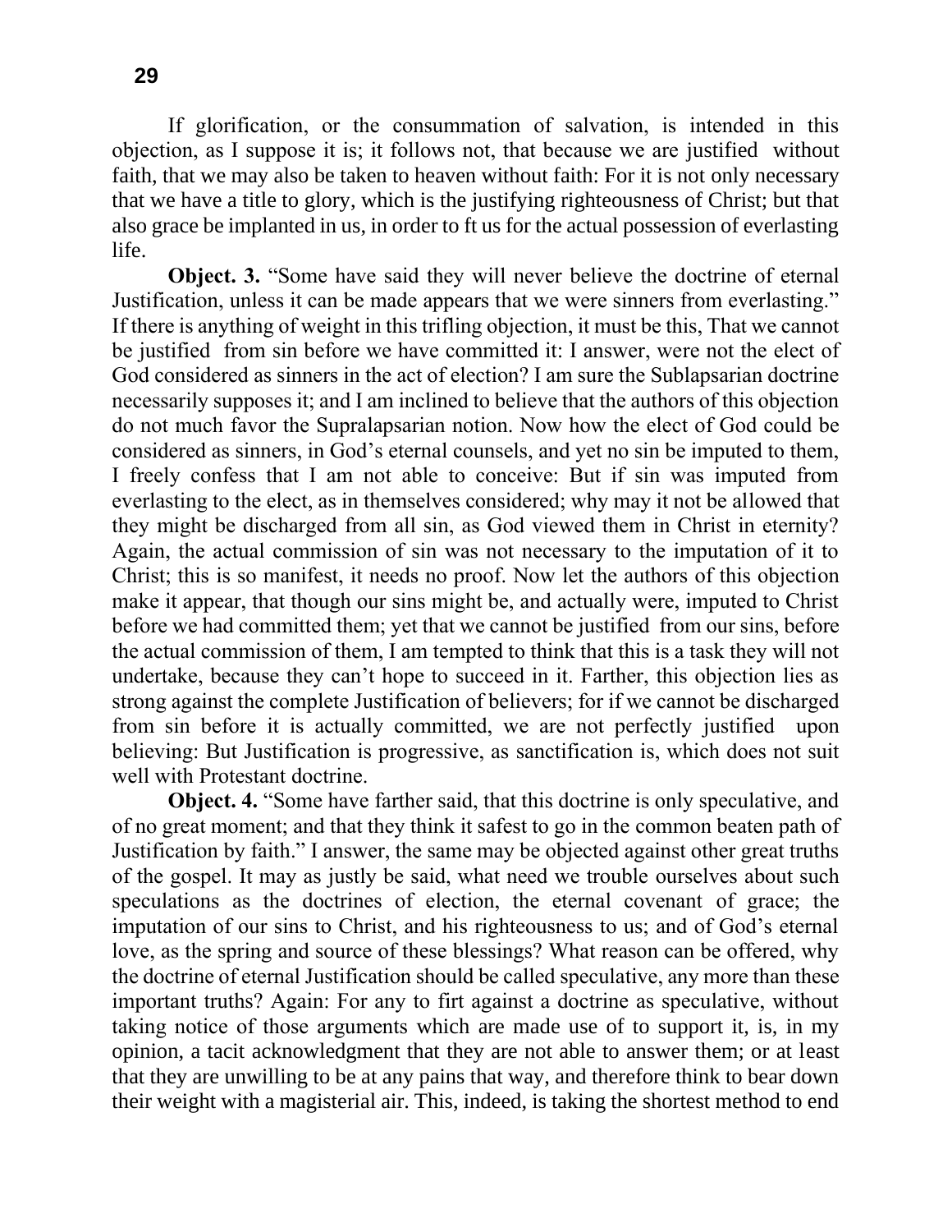If glorification, or the consummation of salvation, is intended in this objection, as I suppose it is; it follows not, that because we are justified without faith, that we may also be taken to heaven without faith: For it is not only necessary that we have a title to glory, which is the justifying righteousness of Christ; but that also grace be implanted in us, in order to ft us for the actual possession of everlasting life.

**Object. 3.** "Some have said they will never believe the doctrine of eternal Justification, unless it can be made appears that we were sinners from everlasting." If there is anything of weight in this trifling objection, it must be this, That we cannot be justified from sin before we have committed it: I answer, were not the elect of God considered as sinners in the act of election? I am sure the Sublapsarian doctrine necessarily supposes it; and I am inclined to believe that the authors of this objection do not much favor the Supralapsarian notion. Now how the elect of God could be considered as sinners, in God's eternal counsels, and yet no sin be imputed to them, I freely confess that I am not able to conceive: But if sin was imputed from everlasting to the elect, as in themselves considered; why may it not be allowed that they might be discharged from all sin, as God viewed them in Christ in eternity? Again, the actual commission of sin was not necessary to the imputation of it to Christ; this is so manifest, it needs no proof. Now let the authors of this objection make it appear, that though our sins might be, and actually were, imputed to Christ before we had committed them; yet that we cannot be justified from our sins, before the actual commission of them, I am tempted to think that this is a task they will not undertake, because they can't hope to succeed in it. Farther, this objection lies as strong against the complete Justification of believers; for if we cannot be discharged from sin before it is actually committed, we are not perfectly justified upon believing: But Justification is progressive, as sanctification is, which does not suit well with Protestant doctrine.

**Object. 4.** "Some have farther said, that this doctrine is only speculative, and of no great moment; and that they think it safest to go in the common beaten path of Justification by faith." I answer, the same may be objected against other great truths of the gospel. It may as justly be said, what need we trouble ourselves about such speculations as the doctrines of election, the eternal covenant of grace; the imputation of our sins to Christ, and his righteousness to us; and of God's eternal love, as the spring and source of these blessings? What reason can be offered, why the doctrine of eternal Justification should be called speculative, any more than these important truths? Again: For any to firt against a doctrine as speculative, without taking notice of those arguments which are made use of to support it, is, in my opinion, a tacit acknowledgment that they are not able to answer them; or at least that they are unwilling to be at any pains that way, and therefore think to bear down their weight with a magisterial air. This, indeed, is taking the shortest method to end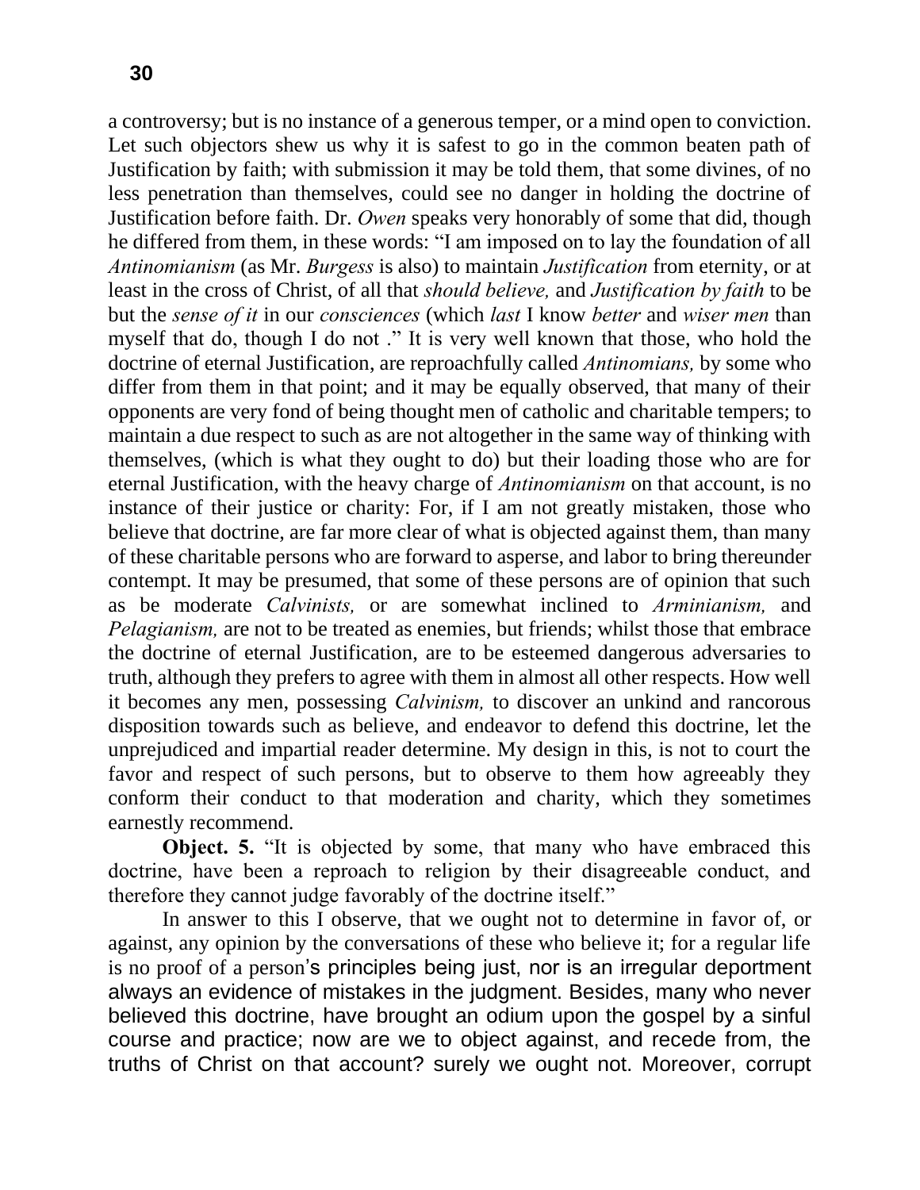a controversy; but is no instance of a generous temper, or a mind open to conviction. Let such objectors shew us why it is safest to go in the common beaten path of Justification by faith; with submission it may be told them, that some divines, of no less penetration than themselves, could see no danger in holding the doctrine of Justification before faith. Dr. *Owen* speaks very honorably of some that did, though he differed from them, in these words: "I am imposed on to lay the foundation of all *Antinomianism* (as Mr. *Burgess* is also) to maintain *Justification* from eternity, or at least in the cross of Christ, of all that *should believe,* and *Justification by faith* to be but the *sense of it* in our *consciences* (which *last* I know *better* and *wiser men* than myself that do, though I do not ." It is very well known that those, who hold the doctrine of eternal Justification, are reproachfully called *Antinomians,* by some who differ from them in that point; and it may be equally observed, that many of their opponents are very fond of being thought men of catholic and charitable tempers; to maintain a due respect to such as are not altogether in the same way of thinking with themselves, (which is what they ought to do) but their loading those who are for eternal Justification, with the heavy charge of *Antinomianism* on that account, is no instance of their justice or charity: For, if I am not greatly mistaken, those who believe that doctrine, are far more clear of what is objected against them, than many of these charitable persons who are forward to asperse, and labor to bring thereunder contempt. It may be presumed, that some of these persons are of opinion that such as be moderate *Calvinists,* or are somewhat inclined to *Arminianism,* and *Pelagianism,* are not to be treated as enemies, but friends; whilst those that embrace the doctrine of eternal Justification, are to be esteemed dangerous adversaries to truth, although they prefers to agree with them in almost all other respects. How well it becomes any men, possessing *Calvinism,* to discover an unkind and rancorous disposition towards such as believe, and endeavor to defend this doctrine, let the unprejudiced and impartial reader determine. My design in this, is not to court the favor and respect of such persons, but to observe to them how agreeably they conform their conduct to that moderation and charity, which they sometimes earnestly recommend.

**Object. 5.** "It is objected by some, that many who have embraced this doctrine, have been a reproach to religion by their disagreeable conduct, and therefore they cannot judge favorably of the doctrine itself."

In answer to this I observe, that we ought not to determine in favor of, or against, any opinion by the conversations of these who believe it; for a regular life is no proof of a person's principles being just, nor is an irregular deportment always an evidence of mistakes in the judgment. Besides, many who never believed this doctrine, have brought an odium upon the gospel by a sinful course and practice; now are we to object against, and recede from, the truths of Christ on that account? surely we ought not. Moreover, corrupt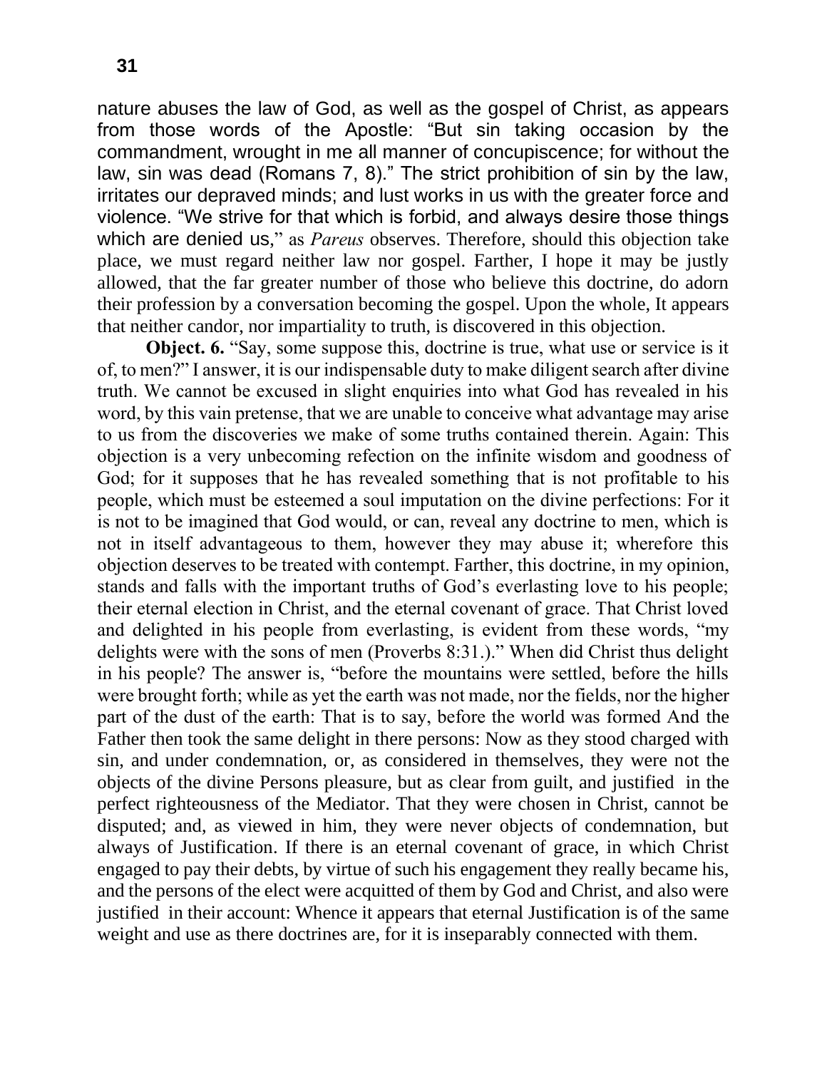nature abuses the law of God, as well as the gospel of Christ, as appears from those words of the Apostle: “But sin taking occasion by the commandment, wrought in me all manner of concupiscence; for without the law, sin was dead (Romans 7, 8).” The strict prohibition of sin by the law, irritates our depraved minds; and lust works in us with the greater force and violence. “We strive for that which is forbid, and always desire those things which are denied us,” as *Pareus* observes. Therefore, should this objection take place, we must regard neither law nor gospel. Farther, I hope it may be justly allowed, that the far greater number of those who believe this doctrine, do adorn their profession by a conversation becoming the gospel. Upon the whole, It appears that neither candor, nor impartiality to truth, is discovered in this objection.

**Object. 6.** “Say, some suppose this, doctrine is true, what use or service is it of, to men?” I answer, it is our indispensable duty to make diligent search after divine truth. We cannot be excused in slight enquiries into what God has revealed in his word, by this vain pretense, that we are unable to conceive what advantage may arise to us from the discoveries we make of some truths contained therein. Again: This objection is a very unbecoming refection on the infinite wisdom and goodness of God; for it supposes that he has revealed something that is not profitable to his people, which must be esteemed a soul imputation on the divine perfections: For it is not to be imagined that God would, or can, reveal any doctrine to men, which is not in itself advantageous to them, however they may abuse it; wherefore this objection deserves to be treated with contempt. Farther, this doctrine, in my opinion, stands and falls with the important truths of God’s everlasting love to his people; their eternal election in Christ, and the eternal covenant of grace. That Christ loved and delighted in his people from everlasting, is evident from these words, “my delights were with the sons of men (Proverbs 8:31.).” When did Christ thus delight in his people? The answer is, “before the mountains were settled, before the hills were brought forth; while as yet the earth was not made, nor the fields, nor the higher part of the dust of the earth: That is to say, before the world was formed And the Father then took the same delight in there persons: Now as they stood charged with sin, and under condemnation, or, as considered in themselves, they were not the objects of the divine Persons pleasure, but as clear from guilt, and justified in the perfect righteousness of the Mediator. That they were chosen in Christ, cannot be disputed; and, as viewed in him, they were never objects of condemnation, but always of Justification. If there is an eternal covenant of grace, in which Christ engaged to pay their debts, by virtue of such his engagement they really became his, and the persons of the elect were acquitted of them by God and Christ, and also were justified in their account: Whence it appears that eternal Justification is of the same weight and use as there doctrines are, for it is inseparably connected with them.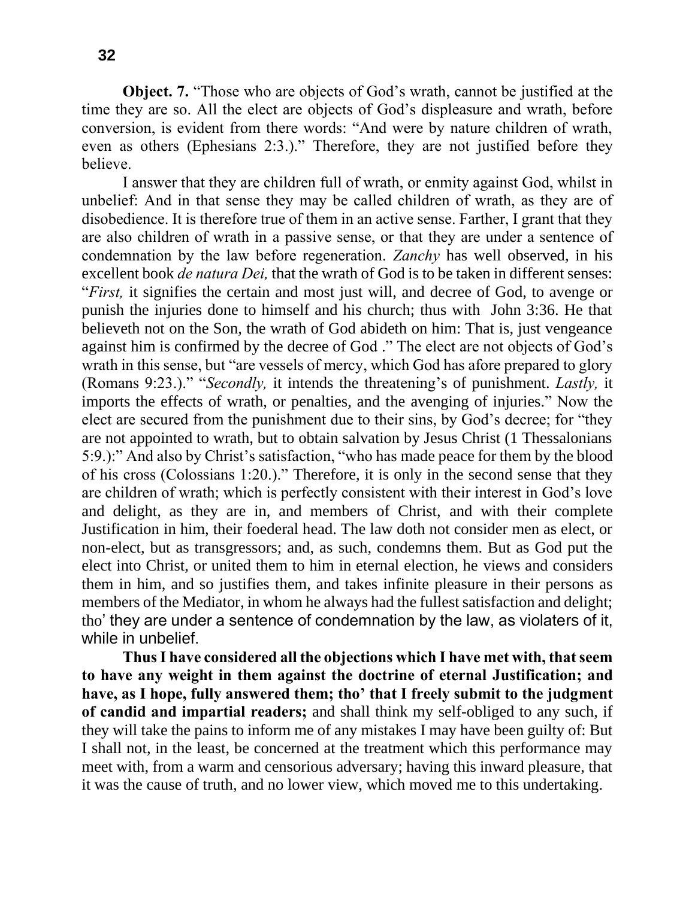**Object. 7.** "Those who are objects of God's wrath, cannot be justified at the time they are so. All the elect are objects of God's displeasure and wrath, before conversion, is evident from there words: "And were by nature children of wrath, even as others (Ephesians 2:3.)." Therefore, they are not justified before they believe.

I answer that they are children full of wrath, or enmity against God, whilst in unbelief: And in that sense they may be called children of wrath, as they are of disobedience. It is therefore true of them in an active sense. Farther, I grant that they are also children of wrath in a passive sense, or that they are under a sentence of condemnation by the law before regeneration. *Zanchy* has well observed, in his excellent book *de natura Dei,* that the wrath of God is to be taken in different senses: "*First,* it signifies the certain and most just will, and decree of God, to avenge or punish the injuries done to himself and his church; thus with John 3:36. He that believeth not on the Son, the wrath of God abideth on him: That is, just vengeance against him is confirmed by the decree of God ." The elect are not objects of God's wrath in this sense, but "are vessels of mercy, which God has afore prepared to glory (Romans 9:23.)." "*Secondly,* it intends the threatening's of punishment. *Lastly,* it imports the effects of wrath, or penalties, and the avenging of injuries." Now the elect are secured from the punishment due to their sins, by God's decree; for "they are not appointed to wrath, but to obtain salvation by Jesus Christ (1 Thessalonians 5:9.):" And also by Christ's satisfaction, "who has made peace for them by the blood of his cross (Colossians 1:20.)." Therefore, it is only in the second sense that they are children of wrath; which is perfectly consistent with their interest in God's love and delight, as they are in, and members of Christ, and with their complete Justification in him, their foederal head. The law doth not consider men as elect, or non-elect, but as transgressors; and, as such, condemns them. But as God put the elect into Christ, or united them to him in eternal election, he views and considers them in him, and so justifies them, and takes infinite pleasure in their persons as members of the Mediator, in whom he always had the fullest satisfaction and delight; tho' they are under a sentence of condemnation by the law, as violaters of it, while in unbelief.

**Thus I have considered all the objections which I have met with, that seem to have any weight in them against the doctrine of eternal Justification; and have, as I hope, fully answered them; tho' that I freely submit to the judgment of candid and impartial readers;** and shall think my self-obliged to any such, if they will take the pains to inform me of any mistakes I may have been guilty of: But I shall not, in the least, be concerned at the treatment which this performance may meet with, from a warm and censorious adversary; having this inward pleasure, that it was the cause of truth, and no lower view, which moved me to this undertaking.